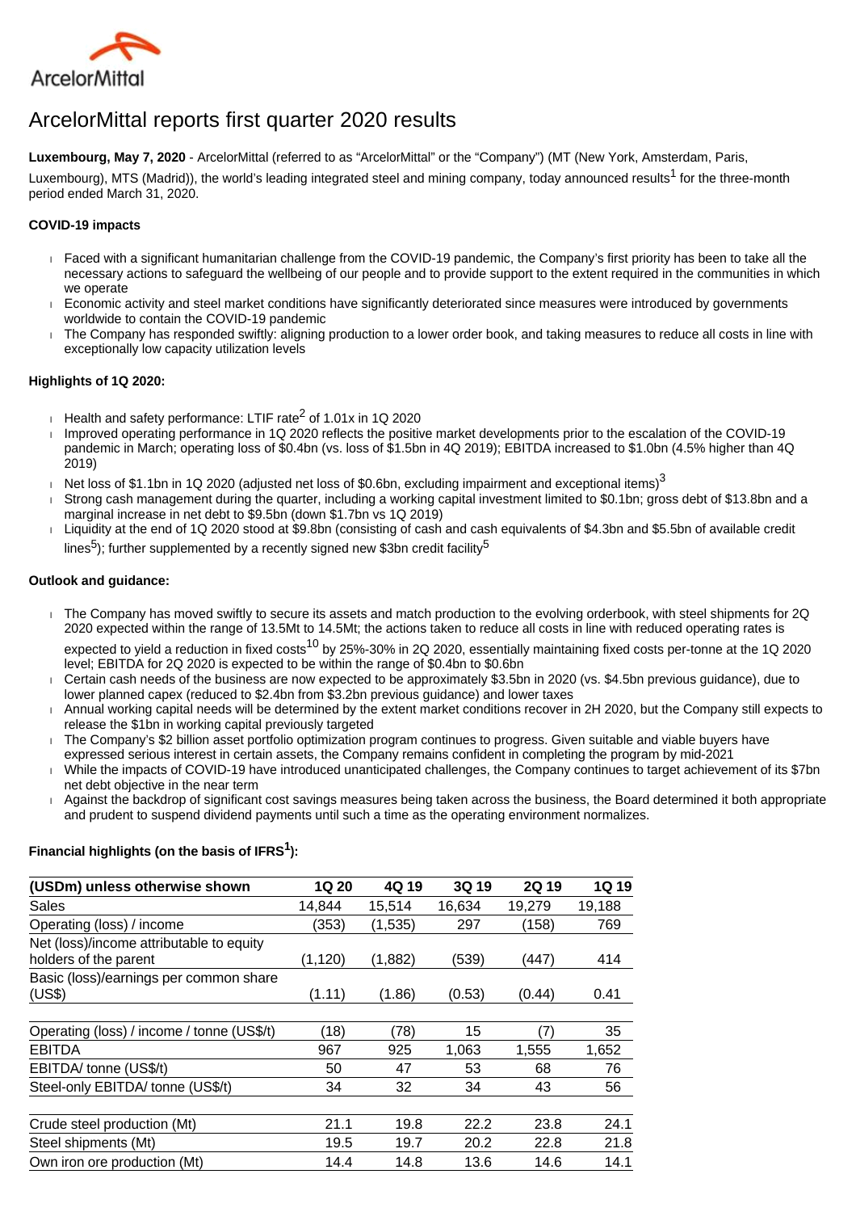ArcelorMittal

# ArcelorMittal reports first quarter 2020 results

**Luxembourg, May 7, 2020** - ArcelorMittal (referred to as "ArcelorMittal" or the "Company") (MT (New York, Amsterdam, Paris, Luxembourg), MTS (Madrid)), the world's leading integrated steel and mining company, today announced results[1] for the three-month period ended March 31, 2020.

**COVID-19 impacts**

- Faced with a significant humanitarian challenge from the COVID-19 pandemic, the Company's first priority has been to take all the necessary actions to safeguard the wellbeing of our people and to provide support to the extent required in the communities in which we operate
- Economic activity and steel market conditions have significantly deteriorated since measures were introduced by governments worldwide to contain the COVID-19 pandemic
- The Company has responded swiftly: aligning production to a lower order book, and taking measures to reduce all costs in line with exceptionally low capacity utilization levels

**Highlights of 1Q 2020:**

- Health and safety performance: LTIF rate[2] of 1.01x in 1Q 2020
- Improved operating performance in 1Q 2020 reflects the positive market developments prior to the escalation of the COVID-19 pandemic in March; operating loss of $0.4bn (vs. loss of $1.5bn in 4Q 2019); EBITDA increased to $1.0bn (4.5% higher than 4Q 2019)
- Net loss of $1.1bn in 1Q 2020 (adjusted net loss of $0.6bn, excluding impairment and exceptional items)[3]
- Strong cash management during the quarter, including a working capital investment limited to $0.1bn; gross debt of $13.8bn and a marginal increase in net debt to $9.5bn (down $1.7bn vs 1Q 2019)
- Liquidity at the end of 1Q 2020 stood at $9.8bn (consisting of cash and cash equivalents of $4.3bn and $5.5bn of available credit lines[5]); further supplemented by a recently signed new $3bn credit facility[5]

**Outlook and guidance:**

- The Company has moved swiftly to secure its assets and match production to the evolving orderbook, with steel shipments for 2Q 2020 expected within the range of 13.5Mt to 14.5Mt; the actions taken to reduce all costs in line with reduced operating rates is expected to yield a reduction in fixed costs[10] by 25%-30% in 2Q 2020, essentially maintaining fixed costs per-tonne at the 1Q 2020 level; EBITDA for 2Q 2020 is expected to be within the range of $0.4bn to $0.6bn
- Certain cash needs of the business are now expected to be approximately $3.5bn in 2020 (vs. $4.5bn previous guidance), due to lower planned capex (reduced to $2.4bn from $3.2bn previous guidance) and lower taxes
- Annual working capital needs will be determined by the extent market conditions recover in 2H 2020, but the Company still expects to release the $1bn in working capital previously targeted
- The Company's $2 billion asset portfolio optimization program continues to progress. Given suitable and viable buyers have expressed serious interest in certain assets, the Company remains confident in completing the program by mid-2021
- While the impacts of COVID-19 have introduced unanticipated challenges, the Company continues to target achievement of its $7bn net debt objective in the near term
- Against the backdrop of significant cost savings measures being taken across the business, the Board determined it both appropriate and prudent to suspend dividend payments until such a time as the operating environment normalizes.

**Financial highlights (on the basis of IFRS[1]):**

| (USDm) unless otherwise shown | 1Q 20 | 4Q 19 | 3Q 19 | 2Q 19 | 1Q 19 |
|---|---|---|---|---|---|
| Sales | 14,844 | 15,514 | 16,634 | 19,279 | 19,188 |
| Operating (loss) / income | (353) | (1,535) | 297 | (158) | 769 |
| Net (loss)/income attributable to equity holders of the parent | (1,120) | (1,882) | (539) | (447) | 414 |
| Basic (loss)/earnings per common share (US$) | (1.11) | (1.86) | (0.53) | (0.44) | 0.41 |
| | | | | | |
| Operating (loss) / income / tonne (US$/t) | (18) | (78) | 15 | (7) | 35 |
| EBITDA | 967 | 925 | 1,063 | 1,555 | 1,652 |
| EBITDA/ tonne (US$/t) | 50 | 47 | 53 | 68 | 76 |
| Steel-only EBITDA/ tonne (US$/t) | 34 | 32 | 34 | 43 | 56 |
| | | | | | |
| Crude steel production (Mt) | 21.1 | 19.8 | 22.2 | 23.8 | 24.1 |
| Steel shipments (Mt) | 19.5 | 19.7 | 20.2 | 22.8 | 21.8 |
| Own iron ore production (Mt) | 14.4 | 14.8 | 13.6 | 14.6 | 14.1 |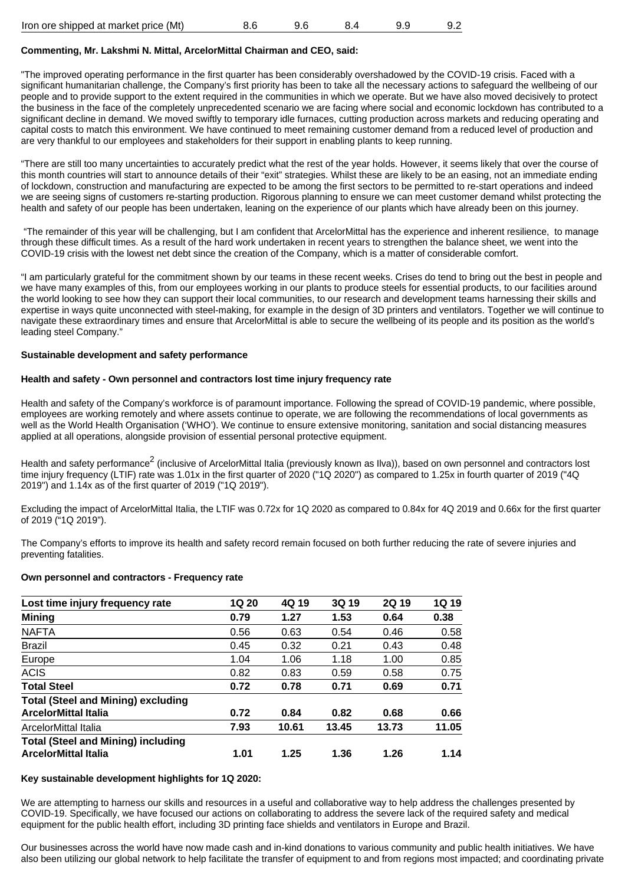| Iron ore shipped at market price (Mt) | 8.6 | 9.6 | 8.4 | 9.9 | 9.2 |
|---|---|---|---|---|---|

**Commenting, Mr. Lakshmi N. Mittal, ArcelorMittal Chairman and CEO, said:**

"The improved operating performance in the first quarter has been considerably overshadowed by the COVID-19 crisis. Faced with a significant humanitarian challenge, the Company's first priority has been to take all the necessary actions to safeguard the wellbeing of our people and to provide support to the extent required in the communities in which we operate. But we have also moved decisively to protect the business in the face of the completely unprecedented scenario we are facing where social and economic lockdown has contributed to a significant decline in demand. We moved swiftly to temporary idle furnaces, cutting production across markets and reducing operating and capital costs to match this environment. We have continued to meet remaining customer demand from a reduced level of production and are very thankful to our employees and stakeholders for their support in enabling plants to keep running.

"There are still too many uncertainties to accurately predict what the rest of the year holds. However, it seems likely that over the course of this month countries will start to announce details of their "exit" strategies. Whilst these are likely to be an easing, not an immediate ending of lockdown, construction and manufacturing are expected to be among the first sectors to be permitted to re-start operations and indeed we are seeing signs of customers re-starting production. Rigorous planning to ensure we can meet customer demand whilst protecting the health and safety of our people has been undertaken, leaning on the experience of our plants which have already been on this journey.

"The remainder of this year will be challenging, but I am confident that ArcelorMittal has the experience and inherent resilience, to manage through these difficult times. As a result of the hard work undertaken in recent years to strengthen the balance sheet, we went into the COVID-19 crisis with the lowest net debt since the creation of the Company, which is a matter of considerable comfort.

"I am particularly grateful for the commitment shown by our teams in these recent weeks. Crises do tend to bring out the best in people and we have many examples of this, from our employees working in our plants to produce steels for essential products, to our facilities around the world looking to see how they can support their local communities, to our research and development teams harnessing their skills and expertise in ways quite unconnected with steel-making, for example in the design of 3D printers and ventilators. Together we will continue to navigate these extraordinary times and ensure that ArcelorMittal is able to secure the wellbeing of its people and its position as the world's leading steel Company."

**Sustainable development and safety performance**

**Health and safety - Own personnel and contractors lost time injury frequency rate**

Health and safety of the Company's workforce is of paramount importance. Following the spread of COVID-19 pandemic, where possible, employees are working remotely and where assets continue to operate, we are following the recommendations of local governments as well as the World Health Organisation ('WHO'). We continue to ensure extensive monitoring, sanitation and social distancing measures applied at all operations, alongside provision of essential personal protective equipment.

Health and safety performance[2] (inclusive of ArcelorMittal Italia (previously known as Ilva)), based on own personnel and contractors lost time injury frequency (LTIF) rate was 1.01x in the first quarter of 2020 ("1Q 2020") as compared to 1.25x in fourth quarter of 2019 ("4Q 2019") and 1.14x as of the first quarter of 2019 ("1Q 2019").

Excluding the impact of ArcelorMittal Italia, the LTIF was 0.72x for 1Q 2020 as compared to 0.84x for 4Q 2019 and 0.66x for the first quarter of 2019 ("1Q 2019").

The Company's efforts to improve its health and safety record remain focused on both further reducing the rate of severe injuries and preventing fatalities.

**Own personnel and contractors - Frequency rate**

| Lost time injury frequency rate | 1Q 20 | 4Q 19 | 3Q 19 | 2Q 19 | 1Q 19 |
|---|---|---|---|---|---|
| **Mining** | **0.79** | **1.27** | **1.53** | **0.64** | **0.38** |
| NAFTA | 0.56 | 0.63 | 0.54 | 0.46 | 0.58 |
| Brazil | 0.45 | 0.32 | 0.21 | 0.43 | 0.48 |
| Europe | 1.04 | 1.06 | 1.18 | 1.00 | 0.85 |
| ACIS | 0.82 | 0.83 | 0.59 | 0.58 | 0.75 |
| **Total Steel** | **0.72** | **0.78** | **0.71** | **0.69** | **0.71** |
| **Total (Steel and Mining) excluding ArcelorMittal Italia** | **0.72** | **0.84** | **0.82** | **0.68** | **0.66** |
| ArcelorMittal Italia | 7.93 | 10.61 | 13.45 | 13.73 | 11.05 |
| **Total (Steel and Mining) including ArcelorMittal Italia** | **1.01** | **1.25** | **1.36** | **1.26** | **1.14** |

**Key sustainable development highlights for 1Q 2020:**

We are attempting to harness our skills and resources in a useful and collaborative way to help address the challenges presented by COVID-19. Specifically, we have focused our actions on collaborating to address the severe lack of the required safety and medical equipment for the public health effort, including 3D printing face shields and ventilators in Europe and Brazil.

Our businesses across the world have now made cash and in-kind donations to various community and public health initiatives. We have also been utilizing our global network to help facilitate the transfer of equipment to and from regions most impacted; and coordinating private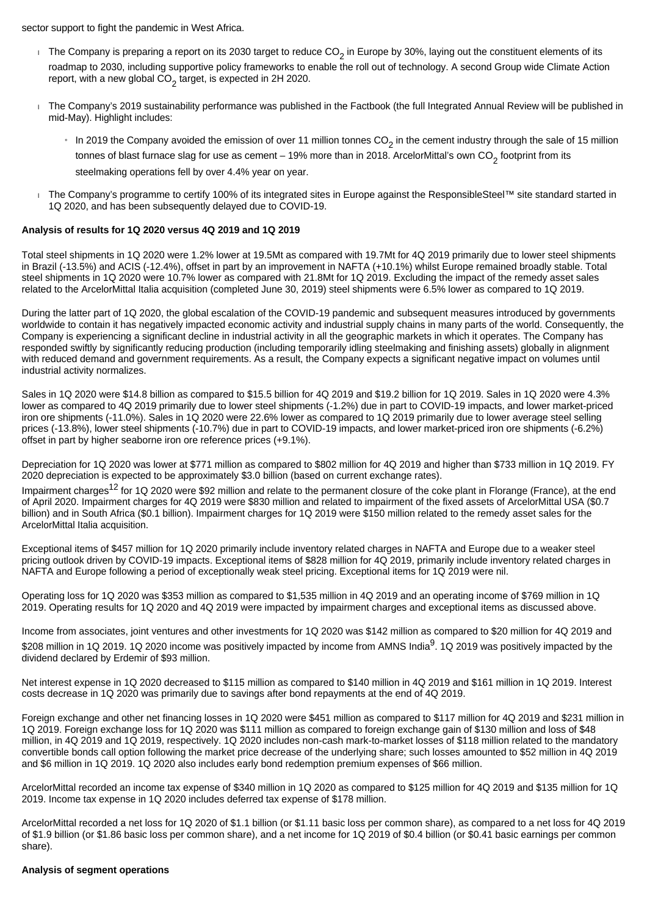sector support to fight the pandemic in West Africa.

- The Company is preparing a report on its 2030 target to reduce $CO_2$ in Europe by 30%, laying out the constituent elements of its roadmap to 2030, including supportive policy frameworks to enable the roll out of technology. A second Group wide Climate Action report, with a new global $CO_2$ target, is expected in 2H 2020.
- The Company's 2019 sustainability performance was published in the Factbook (the full Integrated Annual Review will be published in mid-May). Highlight includes:
  - In 2019 the Company avoided the emission of over 11 million tonnes $CO_2$ in the cement industry through the sale of 15 million tonnes of blast furnace slag for use as cement – 19% more than in 2018. ArcelorMittal's own $CO_2$ footprint from its steelmaking operations fell by over 4.4% year on year.
- The Company's programme to certify 100% of its integrated sites in Europe against the ResponsibleSteel™ site standard started in 1Q 2020, and has been subsequently delayed due to COVID-19.

**Analysis of results for 1Q 2020 versus 4Q 2019 and 1Q 2019**

Total steel shipments in 1Q 2020 were 1.2% lower at 19.5Mt as compared with 19.7Mt for 4Q 2019 primarily due to lower steel shipments in Brazil (-13.5%) and ACIS (-12.4%), offset in part by an improvement in NAFTA (+10.1%) whilst Europe remained broadly stable. Total steel shipments in 1Q 2020 were 10.7% lower as compared with 21.8Mt for 1Q 2019. Excluding the impact of the remedy asset sales related to the ArcelorMittal Italia acquisition (completed June 30, 2019) steel shipments were 6.5% lower as compared to 1Q 2019.

During the latter part of 1Q 2020, the global escalation of the COVID-19 pandemic and subsequent measures introduced by governments worldwide to contain it has negatively impacted economic activity and industrial supply chains in many parts of the world. Consequently, the Company is experiencing a significant decline in industrial activity in all the geographic markets in which it operates. The Company has responded swiftly by significantly reducing production (including temporarily idling steelmaking and finishing assets) globally in alignment with reduced demand and government requirements. As a result, the Company expects a significant negative impact on volumes until industrial activity normalizes.

Sales in 1Q 2020 were $14.8 billion as compared to $15.5 billion for 4Q 2019 and $19.2 billion for 1Q 2019. Sales in 1Q 2020 were 4.3% lower as compared to 4Q 2019 primarily due to lower steel shipments (-1.2%) due in part to COVID-19 impacts, and lower market-priced iron ore shipments (-11.0%). Sales in 1Q 2020 were 22.6% lower as compared to 1Q 2019 primarily due to lower average steel selling prices (-13.8%), lower steel shipments (-10.7%) due in part to COVID-19 impacts, and lower market-priced iron ore shipments (-6.2%) offset in part by higher seaborne iron ore reference prices (+9.1%).

Depreciation for 1Q 2020 was lower at $771 million as compared to $802 million for 4Q 2019 and higher than $733 million in 1Q 2019. FY 2020 depreciation is expected to be approximately $3.0 billion (based on current exchange rates).

Impairment charges[12] for 1Q 2020 were $92 million and relate to the permanent closure of the coke plant in Florange (France), at the end of April 2020. Impairment charges for 4Q 2019 were $830 million and related to impairment of the fixed assets of ArcelorMittal USA ($0.7 billion) and in South Africa ($0.1 billion). Impairment charges for 1Q 2019 were $150 million related to the remedy asset sales for the ArcelorMittal Italia acquisition.

Exceptional items of $457 million for 1Q 2020 primarily include inventory related charges in NAFTA and Europe due to a weaker steel pricing outlook driven by COVID-19 impacts. Exceptional items of $828 million for 4Q 2019, primarily include inventory related charges in NAFTA and Europe following a period of exceptionally weak steel pricing. Exceptional items for 1Q 2019 were nil.

Operating loss for 1Q 2020 was $353 million as compared to $1,535 million in 4Q 2019 and an operating income of $769 million in 1Q 2019. Operating results for 1Q 2020 and 4Q 2019 were impacted by impairment charges and exceptional items as discussed above.

Income from associates, joint ventures and other investments for 1Q 2020 was $142 million as compared to $20 million for 4Q 2019 and $208 million in 1Q 2019. 1Q 2020 income was positively impacted by income from AMNS India[9]. 1Q 2019 was positively impacted by the dividend declared by Erdemir of $93 million.

Net interest expense in 1Q 2020 decreased to $115 million as compared to $140 million in 4Q 2019 and $161 million in 1Q 2019. Interest costs decrease in 1Q 2020 was primarily due to savings after bond repayments at the end of 4Q 2019.

Foreign exchange and other net financing losses in 1Q 2020 were $451 million as compared to $117 million for 4Q 2019 and $231 million in 1Q 2019. Foreign exchange loss for 1Q 2020 was $111 million as compared to foreign exchange gain of $130 million and loss of $48 million, in 4Q 2019 and 1Q 2019, respectively. 1Q 2020 includes non-cash mark-to-market losses of $118 million related to the mandatory convertible bonds call option following the market price decrease of the underlying share; such losses amounted to $52 million in 4Q 2019 and $6 million in 1Q 2019. 1Q 2020 also includes early bond redemption premium expenses of $66 million.

ArcelorMittal recorded an income tax expense of $340 million in 1Q 2020 as compared to $125 million for 4Q 2019 and $135 million for 1Q 2019. Income tax expense in 1Q 2020 includes deferred tax expense of $178 million.

ArcelorMittal recorded a net loss for 1Q 2020 of $1.1 billion (or $1.11 basic loss per common share), as compared to a net loss for 4Q 2019 of $1.9 billion (or $1.86 basic loss per common share), and a net income for 1Q 2019 of $0.4 billion (or $0.41 basic earnings per common share).

**Analysis of segment operations**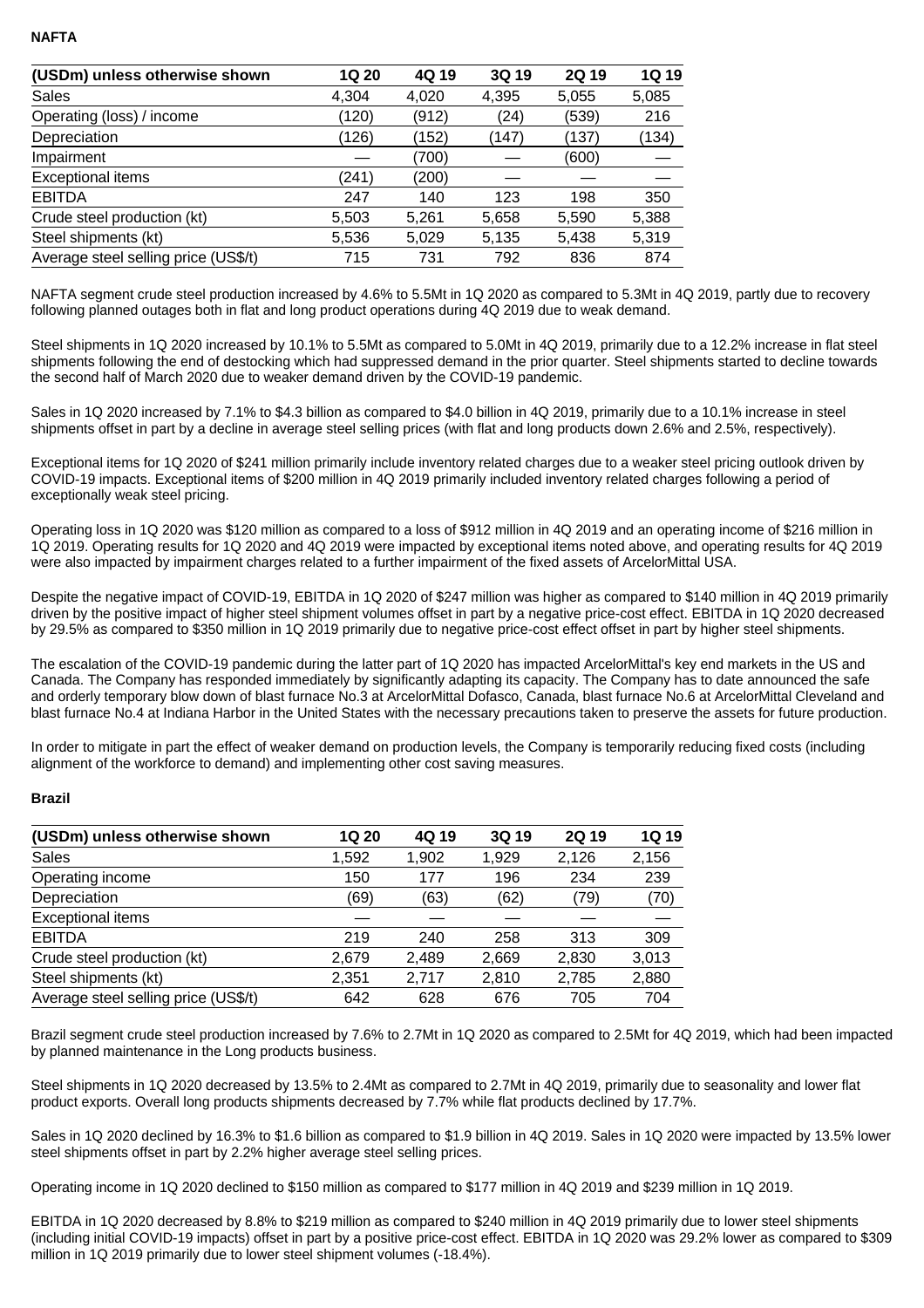**NAFTA**

| (USDm) unless otherwise shown | 1Q 20 | 4Q 19 | 3Q 19 | 2Q 19 | 1Q 19 |
|---|---|---|---|---|---|
| Sales | 4,304 | 4,020 | 4,395 | 5,055 | 5,085 |
| Operating (loss) / income | (120) | (912) | (24) | (539) | 216 |
| Depreciation | (126) | (152) | (147) | (137) | (134) |
| Impairment | — | (700) | — | (600) | — |
| Exceptional items | (241) | (200) | — | — | — |
| EBITDA | 247 | 140 | 123 | 198 | 350 |
| Crude steel production (kt) | 5,503 | 5,261 | 5,658 | 5,590 | 5,388 |
| Steel shipments (kt) | 5,536 | 5,029 | 5,135 | 5,438 | 5,319 |
| Average steel selling price (US$/t) | 715 | 731 | 792 | 836 | 874 |

NAFTA segment crude steel production increased by 4.6% to 5.5Mt in 1Q 2020 as compared to 5.3Mt in 4Q 2019, partly due to recovery following planned outages both in flat and long product operations during 4Q 2019 due to weak demand.

Steel shipments in 1Q 2020 increased by 10.1% to 5.5Mt as compared to 5.0Mt in 4Q 2019, primarily due to a 12.2% increase in flat steel shipments following the end of destocking which had suppressed demand in the prior quarter. Steel shipments started to decline towards the second half of March 2020 due to weaker demand driven by the COVID-19 pandemic.

Sales in 1Q 2020 increased by 7.1% to $4.3 billion as compared to $4.0 billion in 4Q 2019, primarily due to a 10.1% increase in steel shipments offset in part by a decline in average steel selling prices (with flat and long products down 2.6% and 2.5%, respectively).

Exceptional items for 1Q 2020 of $241 million primarily include inventory related charges due to a weaker steel pricing outlook driven by COVID-19 impacts. Exceptional items of $200 million in 4Q 2019 primarily included inventory related charges following a period of exceptionally weak steel pricing.

Operating loss in 1Q 2020 was $120 million as compared to a loss of $912 million in 4Q 2019 and an operating income of $216 million in 1Q 2019. Operating results for 1Q 2020 and 4Q 2019 were impacted by exceptional items noted above, and operating results for 4Q 2019 were also impacted by impairment charges related to a further impairment of the fixed assets of ArcelorMittal USA.

Despite the negative impact of COVID-19, EBITDA in 1Q 2020 of $247 million was higher as compared to $140 million in 4Q 2019 primarily driven by the positive impact of higher steel shipment volumes offset in part by a negative price-cost effect. EBITDA in 1Q 2020 decreased by 29.5% as compared to $350 million in 1Q 2019 primarily due to negative price-cost effect offset in part by higher steel shipments.

The escalation of the COVID-19 pandemic during the latter part of 1Q 2020 has impacted ArcelorMittal's key end markets in the US and Canada. The Company has responded immediately by significantly adapting its capacity. The Company has to date announced the safe and orderly temporary blow down of blast furnace No.3 at ArcelorMittal Dofasco, Canada, blast furnace No.6 at ArcelorMittal Cleveland and blast furnace No.4 at Indiana Harbor in the United States with the necessary precautions taken to preserve the assets for future production.

In order to mitigate in part the effect of weaker demand on production levels, the Company is temporarily reducing fixed costs (including alignment of the workforce to demand) and implementing other cost saving measures.

**Brazil**

| (USDm) unless otherwise shown | 1Q 20 | 4Q 19 | 3Q 19 | 2Q 19 | 1Q 19 |
|---|---|---|---|---|---|
| Sales | 1,592 | 1,902 | 1,929 | 2,126 | 2,156 |
| Operating income | 150 | 177 | 196 | 234 | 239 |
| Depreciation | (69) | (63) | (62) | (79) | (70) |
| Exceptional items | — | — | — | — | — |
| EBITDA | 219 | 240 | 258 | 313 | 309 |
| Crude steel production (kt) | 2,679 | 2,489 | 2,669 | 2,830 | 3,013 |
| Steel shipments (kt) | 2,351 | 2,717 | 2,810 | 2,785 | 2,880 |
| Average steel selling price (US$/t) | 642 | 628 | 676 | 705 | 704 |

Brazil segment crude steel production increased by 7.6% to 2.7Mt in 1Q 2020 as compared to 2.5Mt for 4Q 2019, which had been impacted by planned maintenance in the Long products business.

Steel shipments in 1Q 2020 decreased by 13.5% to 2.4Mt as compared to 2.7Mt in 4Q 2019, primarily due to seasonality and lower flat product exports. Overall long products shipments decreased by 7.7% while flat products declined by 17.7%.

Sales in 1Q 2020 declined by 16.3% to $1.6 billion as compared to $1.9 billion in 4Q 2019. Sales in 1Q 2020 were impacted by 13.5% lower steel shipments offset in part by 2.2% higher average steel selling prices.

Operating income in 1Q 2020 declined to $150 million as compared to $177 million in 4Q 2019 and $239 million in 1Q 2019.

EBITDA in 1Q 2020 decreased by 8.8% to $219 million as compared to $240 million in 4Q 2019 primarily due to lower steel shipments (including initial COVID-19 impacts) offset in part by a positive price-cost effect. EBITDA in 1Q 2020 was 29.2% lower as compared to $309 million in 1Q 2019 primarily due to lower steel shipment volumes (-18.4%).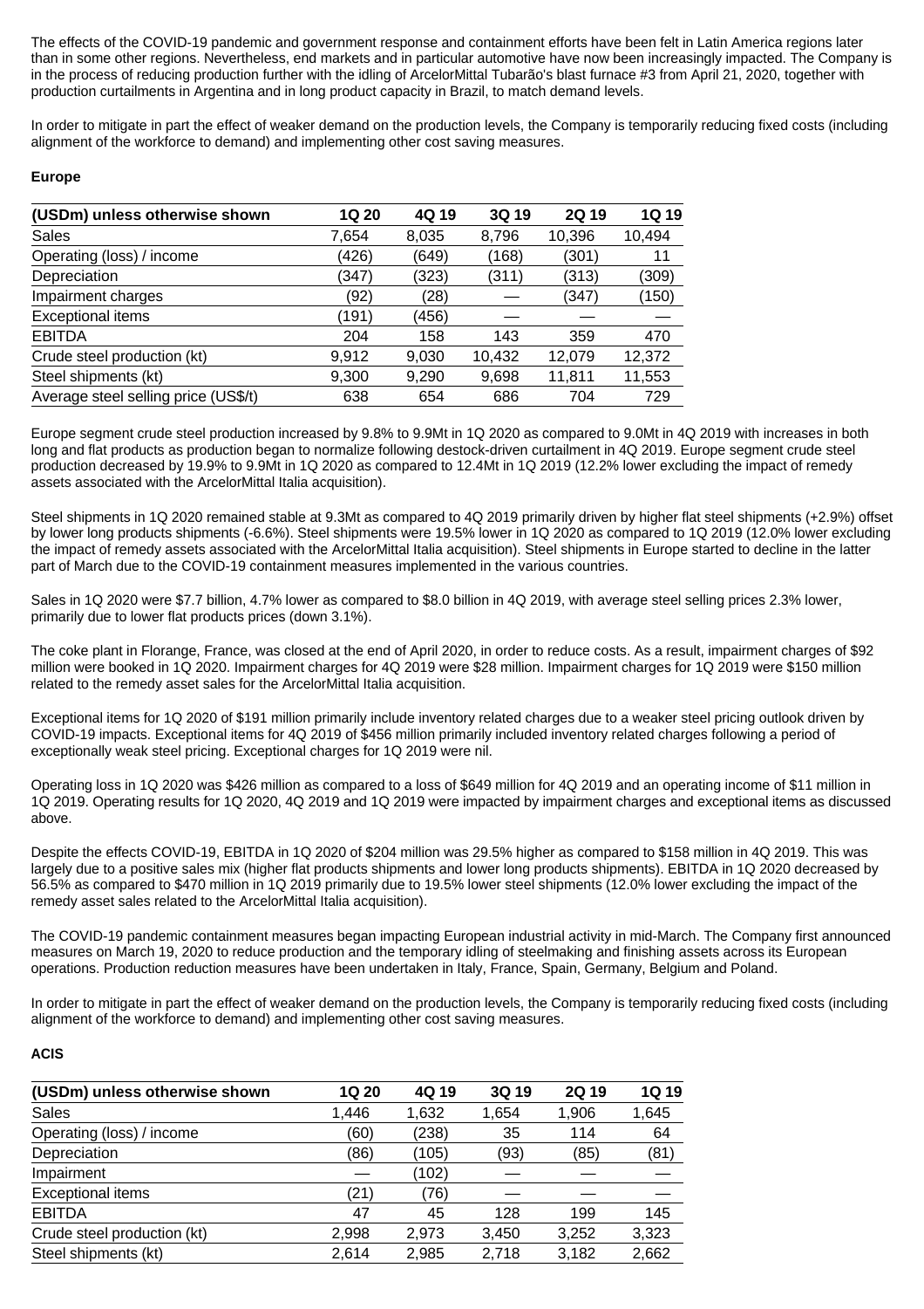The effects of the COVID-19 pandemic and government response and containment efforts have been felt in Latin America regions later than in some other regions. Nevertheless, end markets and in particular automotive have now been increasingly impacted. The Company is in the process of reducing production further with the idling of ArcelorMittal Tubarão's blast furnace #3 from April 21, 2020, together with production curtailments in Argentina and in long product capacity in Brazil, to match demand levels.

In order to mitigate in part the effect of weaker demand on the production levels, the Company is temporarily reducing fixed costs (including alignment of the workforce to demand) and implementing other cost saving measures.

**Europe**

| (USDm) unless otherwise shown | 1Q 20 | 4Q 19 | 3Q 19 | 2Q 19 | 1Q 19 |
|---|---|---|---|---|---|
| Sales | 7,654 | 8,035 | 8,796 | 10,396 | 10,494 |
| Operating (loss) / income | (426) | (649) | (168) | (301) | 11 |
| Depreciation | (347) | (323) | (311) | (313) | (309) |
| Impairment charges | (92) | (28) | — | (347) | (150) |
| Exceptional items | (191) | (456) | — | — | — |
| EBITDA | 204 | 158 | 143 | 359 | 470 |
| Crude steel production (kt) | 9,912 | 9,030 | 10,432 | 12,079 | 12,372 |
| Steel shipments (kt) | 9,300 | 9,290 | 9,698 | 11,811 | 11,553 |
| Average steel selling price (US$/t) | 638 | 654 | 686 | 704 | 729 |

Europe segment crude steel production increased by 9.8% to 9.9Mt in 1Q 2020 as compared to 9.0Mt in 4Q 2019 with increases in both long and flat products as production began to normalize following destock-driven curtailment in 4Q 2019. Europe segment crude steel production decreased by 19.9% to 9.9Mt in 1Q 2020 as compared to 12.4Mt in 1Q 2019 (12.2% lower excluding the impact of remedy assets associated with the ArcelorMittal Italia acquisition).

Steel shipments in 1Q 2020 remained stable at 9.3Mt as compared to 4Q 2019 primarily driven by higher flat steel shipments (+2.9%) offset by lower long products shipments (-6.6%). Steel shipments were 19.5% lower in 1Q 2020 as compared to 1Q 2019 (12.0% lower excluding the impact of remedy assets associated with the ArcelorMittal Italia acquisition). Steel shipments in Europe started to decline in the latter part of March due to the COVID-19 containment measures implemented in the various countries.

Sales in 1Q 2020 were $7.7 billion, 4.7% lower as compared to $8.0 billion in 4Q 2019, with average steel selling prices 2.3% lower, primarily due to lower flat products prices (down 3.1%).

The coke plant in Florange, France, was closed at the end of April 2020, in order to reduce costs. As a result, impairment charges of $92 million were booked in 1Q 2020. Impairment charges for 4Q 2019 were $28 million. Impairment charges for 1Q 2019 were $150 million related to the remedy asset sales for the ArcelorMittal Italia acquisition.

Exceptional items for 1Q 2020 of $191 million primarily include inventory related charges due to a weaker steel pricing outlook driven by COVID-19 impacts. Exceptional items for 4Q 2019 of $456 million primarily included inventory related charges following a period of exceptionally weak steel pricing. Exceptional charges for 1Q 2019 were nil.

Operating loss in 1Q 2020 was $426 million as compared to a loss of $649 million for 4Q 2019 and an operating income of $11 million in 1Q 2019. Operating results for 1Q 2020, 4Q 2019 and 1Q 2019 were impacted by impairment charges and exceptional items as discussed above.

Despite the effects COVID-19, EBITDA in 1Q 2020 of $204 million was 29.5% higher as compared to $158 million in 4Q 2019. This was largely due to a positive sales mix (higher flat products shipments and lower long products shipments). EBITDA in 1Q 2020 decreased by 56.5% as compared to $470 million in 1Q 2019 primarily due to 19.5% lower steel shipments (12.0% lower excluding the impact of the remedy asset sales related to the ArcelorMittal Italia acquisition).

The COVID-19 pandemic containment measures began impacting European industrial activity in mid-March. The Company first announced measures on March 19, 2020 to reduce production and the temporary idling of steelmaking and finishing assets across its European operations. Production reduction measures have been undertaken in Italy, France, Spain, Germany, Belgium and Poland.

In order to mitigate in part the effect of weaker demand on the production levels, the Company is temporarily reducing fixed costs (including alignment of the workforce to demand) and implementing other cost saving measures.

**ACIS**

| (USDm) unless otherwise shown | 1Q 20 | 4Q 19 | 3Q 19 | 2Q 19 | 1Q 19 |
|---|---|---|---|---|---|
| Sales | 1,446 | 1,632 | 1,654 | 1,906 | 1,645 |
| Operating (loss) / income | (60) | (238) | 35 | 114 | 64 |
| Depreciation | (86) | (105) | (93) | (85) | (81) |
| Impairment | — | (102) | — | — | — |
| Exceptional items | (21) | (76) | — | — | — |
| EBITDA | 47 | 45 | 128 | 199 | 145 |
| Crude steel production (kt) | 2,998 | 2,973 | 3,450 | 3,252 | 3,323 |
| Steel shipments (kt) | 2,614 | 2,985 | 2,718 | 3,182 | 2,662 |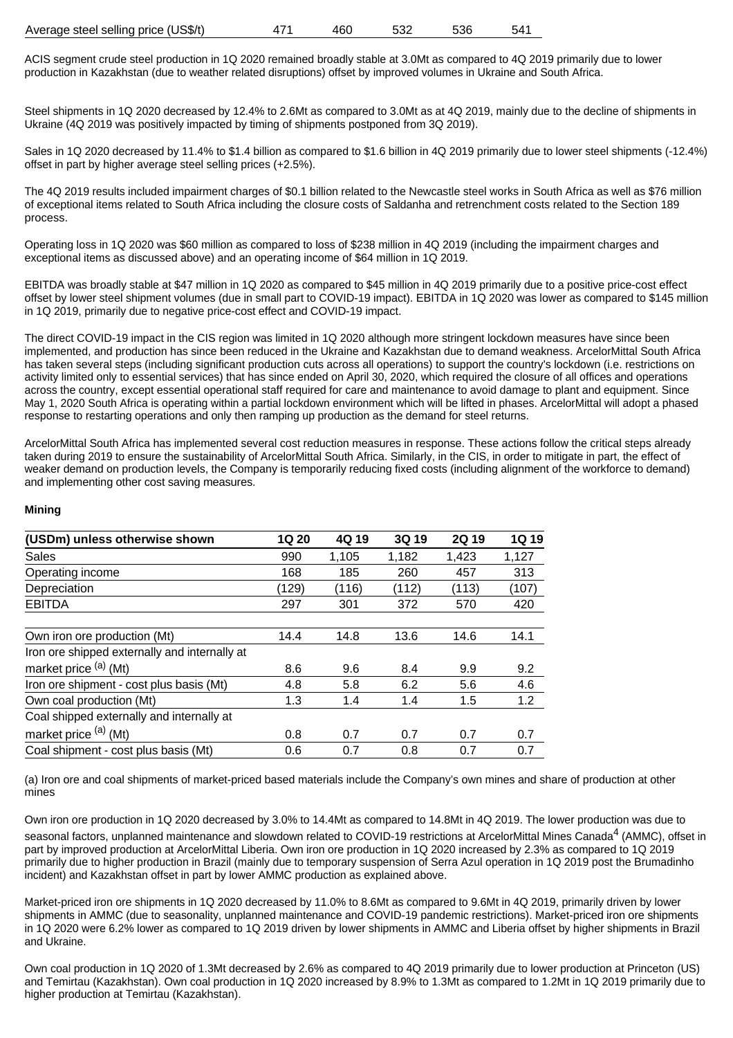| Average steel selling price (US$/t) | 471 | 460 | 532 | 536 | 541 |
|---|---|---|---|---|---|

ACIS segment crude steel production in 1Q 2020 remained broadly stable at 3.0Mt as compared to 4Q 2019 primarily due to lower production in Kazakhstan (due to weather related disruptions) offset by improved volumes in Ukraine and South Africa.

Steel shipments in 1Q 2020 decreased by 12.4% to 2.6Mt as compared to 3.0Mt as at 4Q 2019, mainly due to the decline of shipments in Ukraine (4Q 2019 was positively impacted by timing of shipments postponed from 3Q 2019).

Sales in 1Q 2020 decreased by 11.4% to $1.4 billion as compared to $1.6 billion in 4Q 2019 primarily due to lower steel shipments (-12.4%) offset in part by higher average steel selling prices (+2.5%).

The 4Q 2019 results included impairment charges of $0.1 billion related to the Newcastle steel works in South Africa as well as $76 million of exceptional items related to South Africa including the closure costs of Saldanha and retrenchment costs related to the Section 189 process.

Operating loss in 1Q 2020 was $60 million as compared to loss of $238 million in 4Q 2019 (including the impairment charges and exceptional items as discussed above) and an operating income of $64 million in 1Q 2019.

EBITDA was broadly stable at $47 million in 1Q 2020 as compared to $45 million in 4Q 2019 primarily due to a positive price-cost effect offset by lower steel shipment volumes (due in small part to COVID-19 impact). EBITDA in 1Q 2020 was lower as compared to $145 million in 1Q 2019, primarily due to negative price-cost effect and COVID-19 impact.

The direct COVID-19 impact in the CIS region was limited in 1Q 2020 although more stringent lockdown measures have since been implemented, and production has since been reduced in the Ukraine and Kazakhstan due to demand weakness. ArcelorMittal South Africa has taken several steps (including significant production cuts across all operations) to support the country's lockdown (i.e. restrictions on activity limited only to essential services) that has since ended on April 30, 2020, which required the closure of all offices and operations across the country, except essential operational staff required for care and maintenance to avoid damage to plant and equipment. Since May 1, 2020 South Africa is operating within a partial lockdown environment which will be lifted in phases. ArcelorMittal will adopt a phased response to restarting operations and only then ramping up production as the demand for steel returns.

ArcelorMittal South Africa has implemented several cost reduction measures in response. These actions follow the critical steps already taken during 2019 to ensure the sustainability of ArcelorMittal South Africa. Similarly, in the CIS, in order to mitigate in part, the effect of weaker demand on production levels, the Company is temporarily reducing fixed costs (including alignment of the workforce to demand) and implementing other cost saving measures.

**Mining**

| (USDm) unless otherwise shown | 1Q 20 | 4Q 19 | 3Q 19 | 2Q 19 | 1Q 19 |
|---|---|---|---|---|---|
| Sales | 990 | 1,105 | 1,182 | 1,423 | 1,127 |
| Operating income | 168 | 185 | 260 | 457 | 313 |
| Depreciation | (129) | (116) | (112) | (113) | (107) |
| EBITDA | 297 | 301 | 372 | 570 | 420 |
| | | | | | |
| Own iron ore production (Mt) | 14.4 | 14.8 | 13.6 | 14.6 | 14.1 |
| Iron ore shipped externally and internally at market price (a) (Mt) | 8.6 | 9.6 | 8.4 | 9.9 | 9.2 |
| Iron ore shipment - cost plus basis (Mt) | 4.8 | 5.8 | 6.2 | 5.6 | 4.6 |
| Own coal production (Mt) | 1.3 | 1.4 | 1.4 | 1.5 | 1.2 |
| Coal shipped externally and internally at market price (a) (Mt) | 0.8 | 0.7 | 0.7 | 0.7 | 0.7 |
| Coal shipment - cost plus basis (Mt) | 0.6 | 0.7 | 0.8 | 0.7 | 0.7 |

(a) Iron ore and coal shipments of market-priced based materials include the Company's own mines and share of production at other mines

Own iron ore production in 1Q 2020 decreased by 3.0% to 14.4Mt as compared to 14.8Mt in 4Q 2019. The lower production was due to seasonal factors, unplanned maintenance and slowdown related to COVID-19 restrictions at ArcelorMittal Mines Canada[4] (AMMC), offset in part by improved production at ArcelorMittal Liberia. Own iron ore production in 1Q 2020 increased by 2.3% as compared to 1Q 2019 primarily due to higher production in Brazil (mainly due to temporary suspension of Serra Azul operation in 1Q 2019 post the Brumadinho incident) and Kazakhstan offset in part by lower AMMC production as explained above.

Market-priced iron ore shipments in 1Q 2020 decreased by 11.0% to 8.6Mt as compared to 9.6Mt in 4Q 2019, primarily driven by lower shipments in AMMC (due to seasonality, unplanned maintenance and COVID-19 pandemic restrictions). Market-priced iron ore shipments in 1Q 2020 were 6.2% lower as compared to 1Q 2019 driven by lower shipments in AMMC and Liberia offset by higher shipments in Brazil and Ukraine.

Own coal production in 1Q 2020 of 1.3Mt decreased by 2.6% as compared to 4Q 2019 primarily due to lower production at Princeton (US) and Temirtau (Kazakhstan). Own coal production in 1Q 2020 increased by 8.9% to 1.3Mt as compared to 1.2Mt in 1Q 2019 primarily due to higher production at Temirtau (Kazakhstan).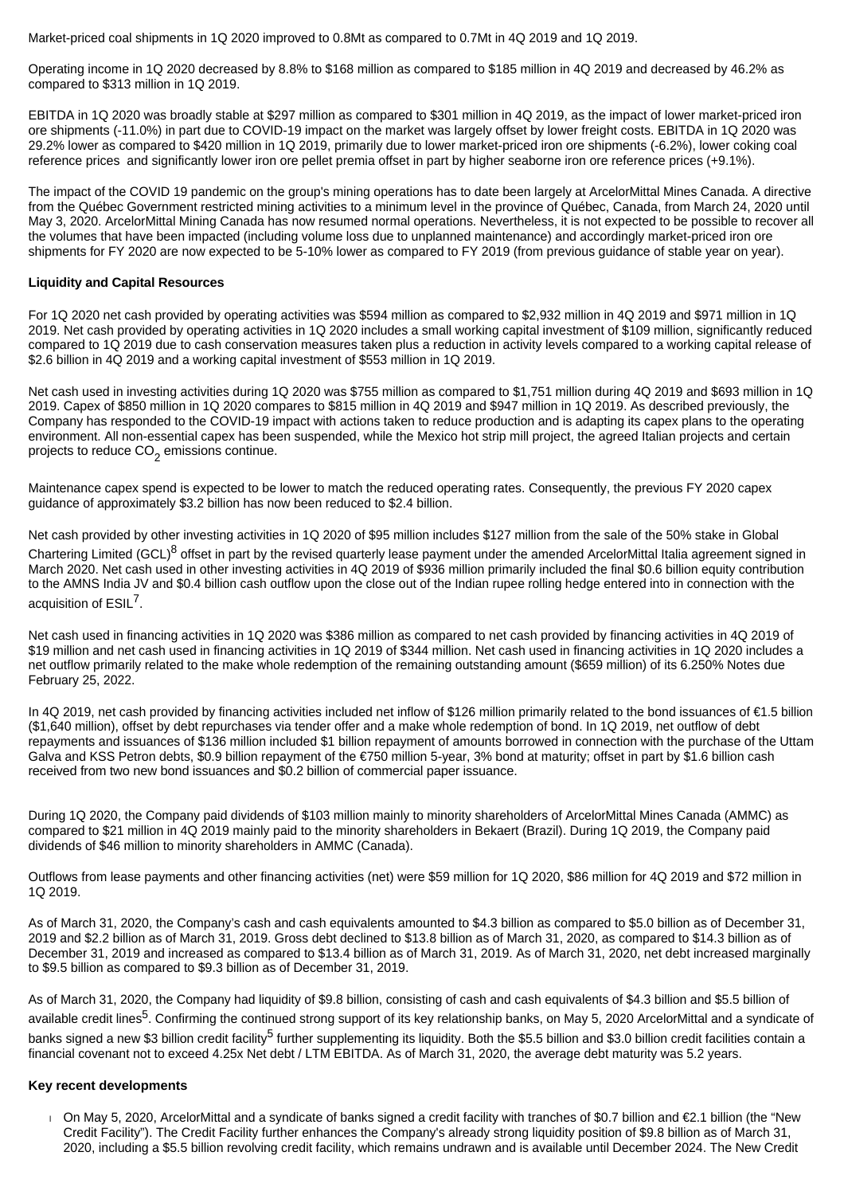Market-priced coal shipments in 1Q 2020 improved to 0.8Mt as compared to 0.7Mt in 4Q 2019 and 1Q 2019.

Operating income in 1Q 2020 decreased by 8.8% to $168 million as compared to $185 million in 4Q 2019 and decreased by 46.2% as compared to $313 million in 1Q 2019.

EBITDA in 1Q 2020 was broadly stable at $297 million as compared to $301 million in 4Q 2019, as the impact of lower market-priced iron ore shipments (-11.0%) in part due to COVID-19 impact on the market was largely offset by lower freight costs. EBITDA in 1Q 2020 was 29.2% lower as compared to $420 million in 1Q 2019, primarily due to lower market-priced iron ore shipments (-6.2%), lower coking coal reference prices and significantly lower iron ore pellet premia offset in part by higher seaborne iron ore reference prices (+9.1%).

The impact of the COVID 19 pandemic on the group's mining operations has to date been largely at ArcelorMittal Mines Canada. A directive from the Québec Government restricted mining activities to a minimum level in the province of Québec, Canada, from March 24, 2020 until May 3, 2020. ArcelorMittal Mining Canada has now resumed normal operations. Nevertheless, it is not expected to be possible to recover all the volumes that have been impacted (including volume loss due to unplanned maintenance) and accordingly market-priced iron ore shipments for FY 2020 are now expected to be 5-10% lower as compared to FY 2019 (from previous guidance of stable year on year).

**Liquidity and Capital Resources**

For 1Q 2020 net cash provided by operating activities was $594 million as compared to $2,932 million in 4Q 2019 and $971 million in 1Q 2019. Net cash provided by operating activities in 1Q 2020 includes a small working capital investment of $109 million, significantly reduced compared to 1Q 2019 due to cash conservation measures taken plus a reduction in activity levels compared to a working capital release of $2.6 billion in 4Q 2019 and a working capital investment of $553 million in 1Q 2019.

Net cash used in investing activities during 1Q 2020 was $755 million as compared to $1,751 million during 4Q 2019 and $693 million in 1Q 2019. Capex of $850 million in 1Q 2020 compares to $815 million in 4Q 2019 and $947 million in 1Q 2019. As described previously, the Company has responded to the COVID-19 impact with actions taken to reduce production and is adapting its capex plans to the operating environment. All non-essential capex has been suspended, while the Mexico hot strip mill project, the agreed Italian projects and certain projects to reduce $CO_2$ emissions continue.

Maintenance capex spend is expected to be lower to match the reduced operating rates. Consequently, the previous FY 2020 capex guidance of approximately $3.2 billion has now been reduced to $2.4 billion.

Net cash provided by other investing activities in 1Q 2020 of $95 million includes $127 million from the sale of the 50% stake in Global Chartering Limited (GCL)[8] offset in part by the revised quarterly lease payment under the amended ArcelorMittal Italia agreement signed in March 2020. Net cash used in other investing activities in 4Q 2019 of $936 million primarily included the final $0.6 billion equity contribution to the AMNS India JV and $0.4 billion cash outflow upon the close out of the Indian rupee rolling hedge entered into in connection with the acquisition of ESIL[7].

Net cash used in financing activities in 1Q 2020 was $386 million as compared to net cash provided by financing activities in 4Q 2019 of $19 million and net cash used in financing activities in 1Q 2019 of $344 million. Net cash used in financing activities in 1Q 2020 includes a net outflow primarily related to the make whole redemption of the remaining outstanding amount ($659 million) of its 6.250% Notes due February 25, 2022.

In 4Q 2019, net cash provided by financing activities included net inflow of $126 million primarily related to the bond issuances of €1.5 billion ($1,640 million), offset by debt repurchases via tender offer and a make whole redemption of bond. In 1Q 2019, net outflow of debt repayments and issuances of $136 million included $1 billion repayment of amounts borrowed in connection with the purchase of the Uttam Galva and KSS Petron debts, $0.9 billion repayment of the €750 million 5-year, 3% bond at maturity; offset in part by $1.6 billion cash received from two new bond issuances and $0.2 billion of commercial paper issuance.

During 1Q 2020, the Company paid dividends of $103 million mainly to minority shareholders of ArcelorMittal Mines Canada (AMMC) as compared to $21 million in 4Q 2019 mainly paid to the minority shareholders in Bekaert (Brazil). During 1Q 2019, the Company paid dividends of $46 million to minority shareholders in AMMC (Canada).

Outflows from lease payments and other financing activities (net) were $59 million for 1Q 2020, $86 million for 4Q 2019 and $72 million in 1Q 2019.

As of March 31, 2020, the Company's cash and cash equivalents amounted to $4.3 billion as compared to $5.0 billion as of December 31, 2019 and $2.2 billion as of March 31, 2019. Gross debt declined to $13.8 billion as of March 31, 2020, as compared to $14.3 billion as of December 31, 2019 and increased as compared to $13.4 billion as of March 31, 2019. As of March 31, 2020, net debt increased marginally to $9.5 billion as compared to $9.3 billion as of December 31, 2019.

As of March 31, 2020, the Company had liquidity of $9.8 billion, consisting of cash and cash equivalents of $4.3 billion and $5.5 billion of available credit lines[5]. Confirming the continued strong support of its key relationship banks, on May 5, 2020 ArcelorMittal and a syndicate of banks signed a new $3 billion credit facility[5] further supplementing its liquidity. Both the $5.5 billion and $3.0 billion credit facilities contain a financial covenant not to exceed 4.25x Net debt / LTM EBITDA. As of March 31, 2020, the average debt maturity was 5.2 years.

**Key recent developments**

- On May 5, 2020, ArcelorMittal and a syndicate of banks signed a credit facility with tranches of $0.7 billion and €2.1 billion (the "New Credit Facility"). The Credit Facility further enhances the Company's already strong liquidity position of $9.8 billion as of March 31, 2020, including a $5.5 billion revolving credit facility, which remains undrawn and is available until December 2024. The New Credit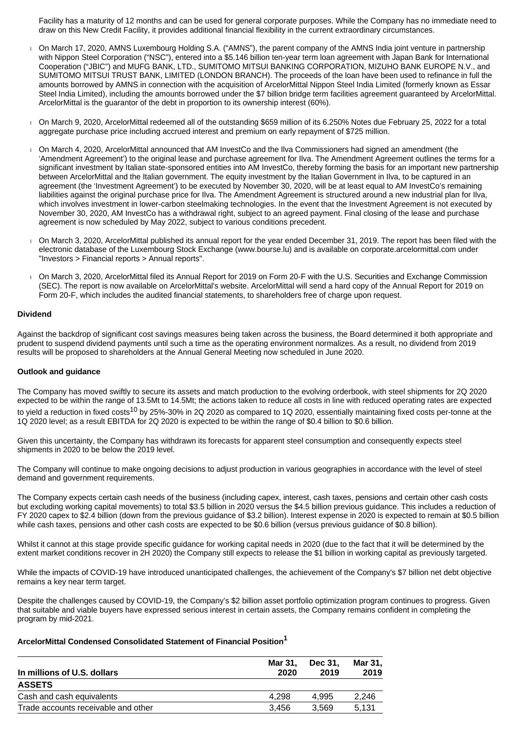Facility has a maturity of 12 months and can be used for general corporate purposes. While the Company has no immediate need to draw on this New Credit Facility, it provides additional financial flexibility in the current extraordinary circumstances.

- On March 17, 2020, AMNS Luxembourg Holding S.A. ("AMNS"), the parent company of the AMNS India joint venture in partnership with Nippon Steel Corporation ("NSC"), entered into a $5.146 billion ten-year term loan agreement with Japan Bank for International Cooperation ("JBIC") and MUFG BANK, LTD., SUMITOMO MITSUI BANKING CORPORATION, MIZUHO BANK EUROPE N.V., and SUMITOMO MITSUI TRUST BANK, LIMITED (LONDON BRANCH). The proceeds of the loan have been used to refinance in full the amounts borrowed by AMNS in connection with the acquisition of ArcelorMittal Nippon Steel India Limited (formerly known as Essar Steel India Limited), including the amounts borrowed under the $7 billion bridge term facilities agreement guaranteed by ArcelorMittal. ArcelorMittal is the guarantor of the debt in proportion to its ownership interest (60%).

- On March 9, 2020, ArcelorMittal redeemed all of the outstanding $659 million of its 6.250% Notes due February 25, 2022 for a total aggregate purchase price including accrued interest and premium on early repayment of $725 million.

- On March 4, 2020, ArcelorMittal announced that AM InvestCo and the Ilva Commissioners had signed an amendment (the 'Amendment Agreement') to the original lease and purchase agreement for Ilva. The Amendment Agreement outlines the terms for a significant investment by Italian state-sponsored entities into AM InvestCo, thereby forming the basis for an important new partnership between ArcelorMittal and the Italian government. The equity investment by the Italian Government in Ilva, to be captured in an agreement (the 'Investment Agreement') to be executed by November 30, 2020, will be at least equal to AM InvestCo's remaining liabilities against the original purchase price for Ilva. The Amendment Agreement is structured around a new industrial plan for Ilva, which involves investment in lower-carbon steelmaking technologies. In the event that the Investment Agreement is not executed by November 30, 2020, AM InvestCo has a withdrawal right, subject to an agreed payment. Final closing of the lease and purchase agreement is now scheduled by May 2022, subject to various conditions precedent.

- On March 3, 2020, ArcelorMittal published its annual report for the year ended December 31, 2019. The report has been filed with the electronic database of the Luxembourg Stock Exchange (www.bourse.lu) and is available on corporate.arcelormittal.com under "Investors > Financial reports > Annual reports".

- On March 3, 2020, ArcelorMittal filed its Annual Report for 2019 on Form 20-F with the U.S. Securities and Exchange Commission (SEC). The report is now available on ArcelorMittal's website. ArcelorMittal will send a hard copy of the Annual Report for 2019 on Form 20-F, which includes the audited financial statements, to shareholders free of charge upon request.

**Dividend**

Against the backdrop of significant cost savings measures being taken across the business, the Board determined it both appropriate and prudent to suspend dividend payments until such a time as the operating environment normalizes. As a result, no dividend from 2019 results will be proposed to shareholders at the Annual General Meeting now scheduled in June 2020.

**Outlook and guidance**

The Company has moved swiftly to secure its assets and match production to the evolving orderbook, with steel shipments for 2Q 2020 expected to be within the range of 13.5Mt to 14.5Mt; the actions taken to reduce all costs in line with reduced operating rates are expected to yield a reduction in fixed costs[10] by 25%-30% in 2Q 2020 as compared to 1Q 2020, essentially maintaining fixed costs per-tonne at the 1Q 2020 level; as a result EBITDA for 2Q 2020 is expected to be within the range of $0.4 billion to $0.6 billion.

Given this uncertainty, the Company has withdrawn its forecasts for apparent steel consumption and consequently expects steel shipments in 2020 to be below the 2019 level.

The Company will continue to make ongoing decisions to adjust production in various geographies in accordance with the level of steel demand and government requirements.

The Company expects certain cash needs of the business (including capex, interest, cash taxes, pensions and certain other cash costs but excluding working capital movements) to total $3.5 billion in 2020 versus the $4.5 billion previous guidance. This includes a reduction of FY 2020 capex to $2.4 billion (down from the previous guidance of $3.2 billion). Interest expense in 2020 is expected to remain at $0.5 billion while cash taxes, pensions and other cash costs are expected to be $0.6 billion (versus previous guidance of $0.8 billion).

Whilst it cannot at this stage provide specific guidance for working capital needs in 2020 (due to the fact that it will be determined by the extent market conditions recover in 2H 2020) the Company still expects to release the $1 billion in working capital as previously targeted.

While the impacts of COVID-19 have introduced unanticipated challenges, the achievement of the Company's $7 billion net debt objective remains a key near term target.

Despite the challenges caused by COVID-19, the Company's $2 billion asset portfolio optimization program continues to progress. Given that suitable and viable buyers have expressed serious interest in certain assets, the Company remains confident in completing the program by mid-2021.

**ArcelorMittal Condensed Consolidated Statement of Financial Position[1]**

| In millions of U.S. dollars | Mar 31, 2020 | Dec 31, 2019 | Mar 31, 2019 |
|---|---|---|---|
| **ASSETS** | | | |
| Cash and cash equivalents | 4,298 | 4,995 | 2,246 |
| Trade accounts receivable and other | 3,456 | 3,569 | 5,131 |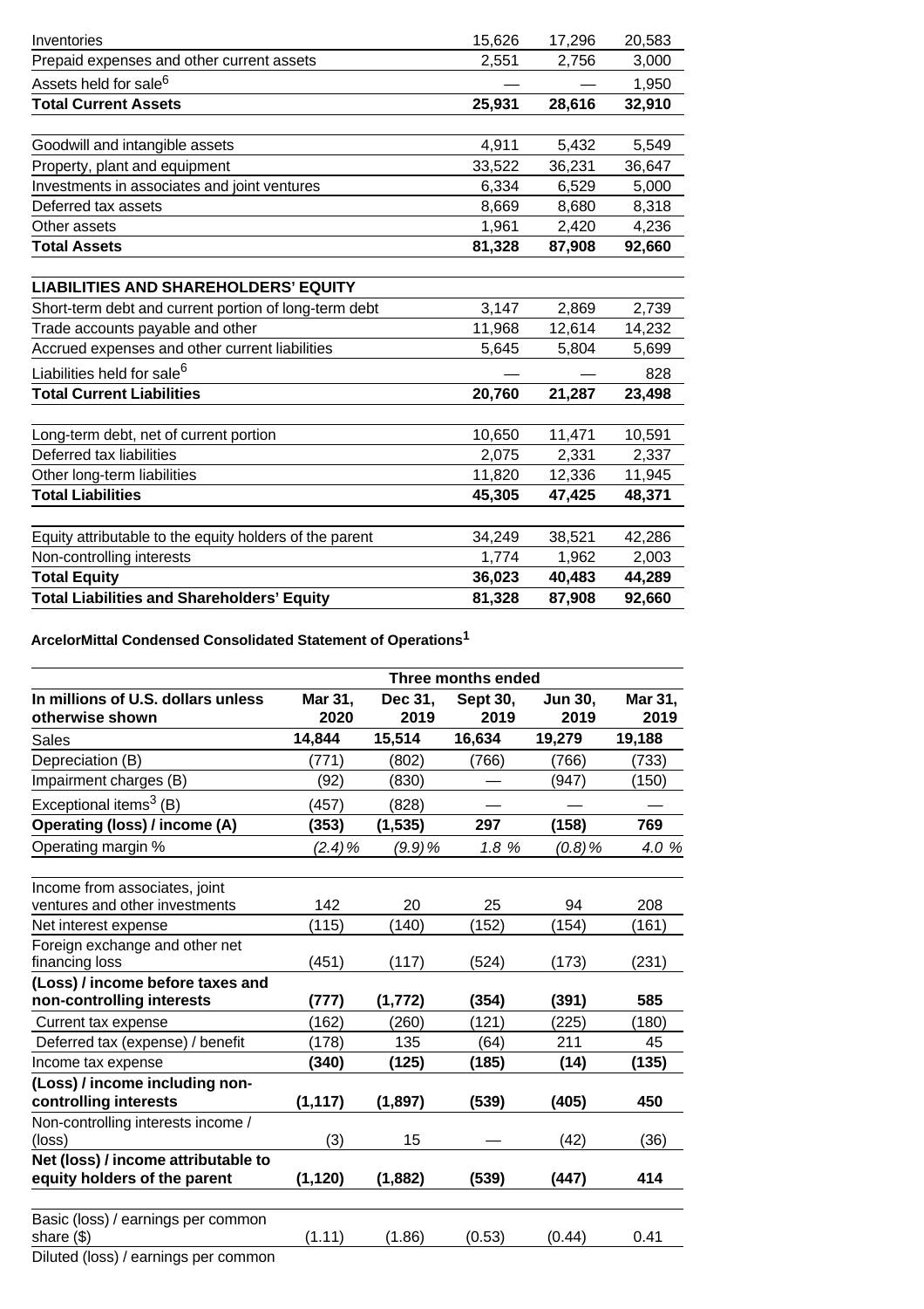| | | | |
|---|---|---|---|
| Inventories | 15,626 | 17,296 | 20,583 |
| Prepaid expenses and other current assets | 2,551 | 2,756 | 3,000 |
| Assets held for sale[6] | — | — | 1,950 |
| **Total Current Assets** | **25,931** | **28,616** | **32,910** |
| | | | |
| Goodwill and intangible assets | 4,911 | 5,432 | 5,549 |
| Property, plant and equipment | 33,522 | 36,231 | 36,647 |
| Investments in associates and joint ventures | 6,334 | 6,529 | 5,000 |
| Deferred tax assets | 8,669 | 8,680 | 8,318 |
| Other assets | 1,961 | 2,420 | 4,236 |
| **Total Assets** | **81,328** | **87,908** | **92,660** |
| | | | |
| **LIABILITIES AND SHAREHOLDERS' EQUITY** | | | |
| Short-term debt and current portion of long-term debt | 3,147 | 2,869 | 2,739 |
| Trade accounts payable and other | 11,968 | 12,614 | 14,232 |
| Accrued expenses and other current liabilities | 5,645 | 5,804 | 5,699 |
| Liabilities held for sale[6] | — | — | 828 |
| **Total Current Liabilities** | **20,760** | **21,287** | **23,498** |
| | | | |
| Long-term debt, net of current portion | 10,650 | 11,471 | 10,591 |
| Deferred tax liabilities | 2,075 | 2,331 | 2,337 |
| Other long-term liabilities | 11,820 | 12,336 | 11,945 |
| **Total Liabilities** | **45,305** | **47,425** | **48,371** |
| | | | |
| Equity attributable to the equity holders of the parent | 34,249 | 38,521 | 42,286 |
| Non-controlling interests | 1,774 | 1,962 | 2,003 |
| **Total Equity** | **36,023** | **40,483** | **44,289** |
| **Total Liabilities and Shareholders' Equity** | **81,328** | **87,908** | **92,660** |

**ArcelorMittal Condensed Consolidated Statement of Operations[1]**

| | Three months ended | | | | |
|---|---|---|---|---|---|
| **In millions of U.S. dollars unless otherwise shown** | **Mar 31, 2020** | **Dec 31, 2019** | **Sept 30, 2019** | **Jun 30, 2019** | **Mar 31, 2019** |
| Sales | **14,844** | **15,514** | **16,634** | **19,279** | **19,188** |
| Depreciation (B) | (771) | (802) | (766) | (766) | (733) |
| Impairment charges (B) | (92) | (830) | — | (947) | (150) |
| Exceptional items[3] (B) | (457) | (828) | — | — | — |
| **Operating (loss) / income (A)** | **(353)** | **(1,535)** | **297** | **(158)** | **769** |
| Operating margin % | *(2.4)%* | *(9.9)%* | *1.8 %* | *(0.8)%* | *4.0 %* |
| | | | | | |
| Income from associates, joint ventures and other investments | 142 | 20 | 25 | 94 | 208 |
| Net interest expense | (115) | (140) | (152) | (154) | (161) |
| Foreign exchange and other net financing loss | (451) | (117) | (524) | (173) | (231) |
| **(Loss) / income before taxes and non-controlling interests** | **(777)** | **(1,772)** | **(354)** | **(391)** | **585** |
| Current tax expense | (162) | (260) | (121) | (225) | (180) |
| Deferred tax (expense) / benefit | (178) | 135 | (64) | 211 | 45 |
| Income tax expense | **(340)** | **(125)** | **(185)** | **(14)** | **(135)** |
| **(Loss) / income including non-controlling interests** | **(1,117)** | **(1,897)** | **(539)** | **(405)** | **450** |
| Non-controlling interests income / (loss) | (3) | 15 | — | (42) | (36) |
| **Net (loss) / income attributable to equity holders of the parent** | **(1,120)** | **(1,882)** | **(539)** | **(447)** | **414** |
| | | | | | |
| Basic (loss) / earnings per common share ($) | (1.11) | (1.86) | (0.53) | (0.44) | 0.41 |
| Diluted (loss) / earnings per common | | | | | |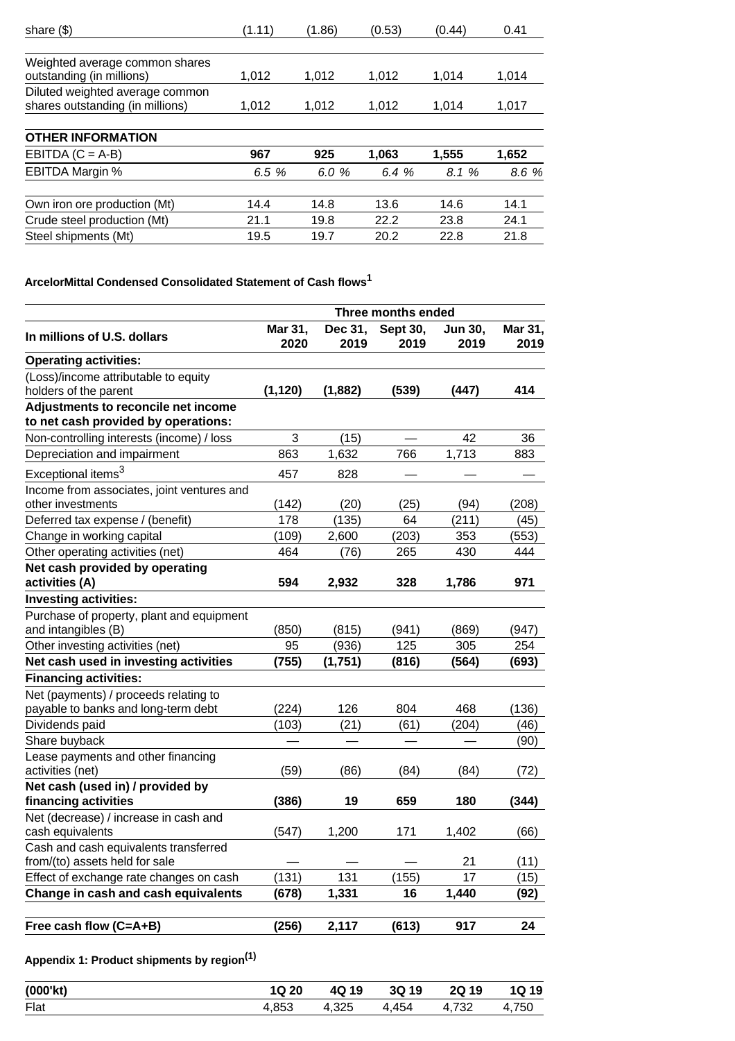| | | | | | |
|---|---|---|---|---|---|
| share ($) | (1.11) | (1.86) | (0.53) | (0.44) | 0.41 |
| Weighted average common shares outstanding (in millions) | 1,012 | 1,012 | 1,012 | 1,014 | 1,014 |
| Diluted weighted average common shares outstanding (in millions) | 1,012 | 1,012 | 1,012 | 1,014 | 1,017 |
| **OTHER INFORMATION** | | | | | |
| EBITDA (C = A-B) | **967** | **925** | **1,063** | **1,555** | **1,652** |
| EBITDA Margin % | *6.5 %* | *6.0 %* | *6.4 %* | *8.1 %* | *8.6 %* |
| Own iron ore production (Mt) | 14.4 | 14.8 | 13.6 | 14.6 | 14.1 |
| Crude steel production (Mt) | 21.1 | 19.8 | 22.2 | 23.8 | 24.1 |
| Steel shipments (Mt) | 19.5 | 19.7 | 20.2 | 22.8 | 21.8 |

**ArcelorMittal Condensed Consolidated Statement of Cash flows[1]**

| In millions of U.S. dollars | Three months ended | | | | |
|---|---|---|---|---|---|
| | **Mar 31, 2020** | **Dec 31, 2019** | **Sept 30, 2019** | **Jun 30, 2019** | **Mar 31, 2019** |
| **Operating activities:** | | | | | |
| (Loss)/income attributable to equity holders of the parent | **(1,120)** | **(1,882)** | **(539)** | **(447)** | **414** |
| **Adjustments to reconcile net income to net cash provided by operations:** | | | | | |
| Non-controlling interests (income) / loss | 3 | (15) | — | 42 | 36 |
| Depreciation and impairment | 863 | 1,632 | 766 | 1,713 | 883 |
| Exceptional items[3] | 457 | 828 | — | — | — |
| Income from associates, joint ventures and other investments | (142) | (20) | (25) | (94) | (208) |
| Deferred tax expense / (benefit) | 178 | (135) | 64 | (211) | (45) |
| Change in working capital | (109) | 2,600 | (203) | 353 | (553) |
| Other operating activities (net) | 464 | (76) | 265 | 430 | 444 |
| **Net cash provided by operating activities (A)** | **594** | **2,932** | **328** | **1,786** | **971** |
| **Investing activities:** | | | | | |
| Purchase of property, plant and equipment and intangibles (B) | (850) | (815) | (941) | (869) | (947) |
| Other investing activities (net) | 95 | (936) | 125 | 305 | 254 |
| **Net cash used in investing activities** | **(755)** | **(1,751)** | **(816)** | **(564)** | **(693)** |
| **Financing activities:** | | | | | |
| Net (payments) / proceeds relating to payable to banks and long-term debt | (224) | 126 | 804 | 468 | (136) |
| Dividends paid | (103) | (21) | (61) | (204) | (46) |
| Share buyback | — | — | — | — | (90) |
| Lease payments and other financing activities (net) | (59) | (86) | (84) | (84) | (72) |
| **Net cash (used in) / provided by financing activities** | **(386)** | **19** | **659** | **180** | **(344)** |
| Net (decrease) / increase in cash and cash equivalents | (547) | 1,200 | 171 | 1,402 | (66) |
| Cash and cash equivalents transferred from/(to) assets held for sale | — | — | — | 21 | (11) |
| Effect of exchange rate changes on cash | (131) | 131 | (155) | 17 | (15) |
| **Change in cash and cash equivalents** | **(678)** | **1,331** | **16** | **1,440** | **(92)** |
| **Free cash flow (C=A+B)** | **(256)** | **2,117** | **(613)** | **917** | **24** |

**Appendix 1: Product shipments by region[(1)]**

| (000'kt) | 1Q 20 | 4Q 19 | 3Q 19 | 2Q 19 | 1Q 19 |
|---|---|---|---|---|---|
| Flat | 4,853 | 4,325 | 4,454 | 4,732 | 4,750 |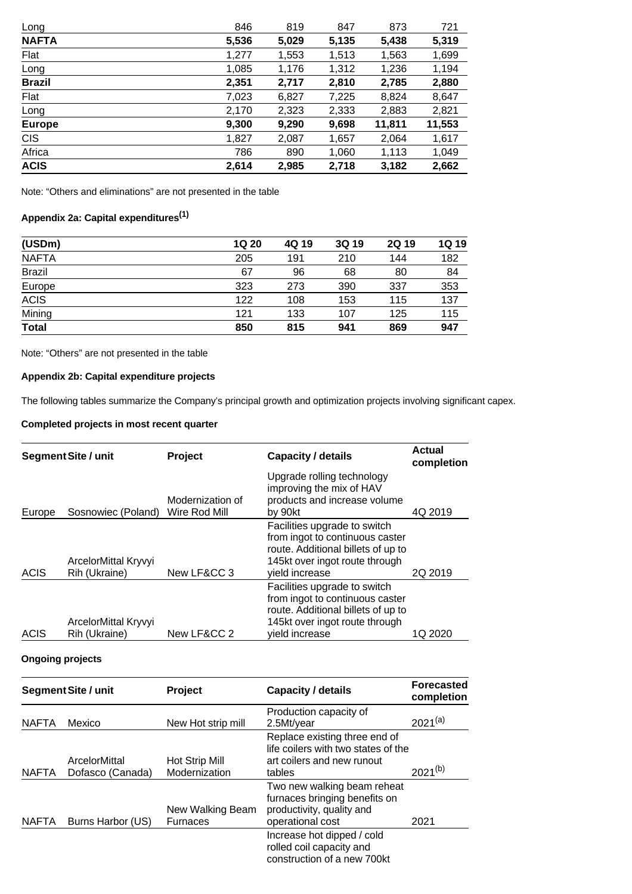| | | | | | |
|---|---|---|---|---|---|
| Long | 846 | 819 | 847 | 873 | 721 |
| **NAFTA** | **5,536** | **5,029** | **5,135** | **5,438** | **5,319** |
| Flat | 1,277 | 1,553 | 1,513 | 1,563 | 1,699 |
| Long | 1,085 | 1,176 | 1,312 | 1,236 | 1,194 |
| **Brazil** | **2,351** | **2,717** | **2,810** | **2,785** | **2,880** |
| Flat | 7,023 | 6,827 | 7,225 | 8,824 | 8,647 |
| Long | 2,170 | 2,323 | 2,333 | 2,883 | 2,821 |
| **Europe** | **9,300** | **9,290** | **9,698** | **11,811** | **11,553** |
| CIS | 1,827 | 2,087 | 1,657 | 2,064 | 1,617 |
| Africa | 786 | 890 | 1,060 | 1,113 | 1,049 |
| **ACIS** | **2,614** | **2,985** | **2,718** | **3,182** | **2,662** |

Note: “Others and eliminations” are not presented in the table

### Appendix 2a: Capital expenditures[1]

| (USDm) | 1Q 20 | 4Q 19 | 3Q 19 | 2Q 19 | 1Q 19 |
|---|---|---|---|---|---|
| NAFTA | 205 | 191 | 210 | 144 | 182 |
| Brazil | 67 | 96 | 68 | 80 | 84 |
| Europe | 323 | 273 | 390 | 337 | 353 |
| ACIS | 122 | 108 | 153 | 115 | 137 |
| Mining | 121 | 133 | 107 | 125 | 115 |
| **Total** | **850** | **815** | **941** | **869** | **947** |

Note: “Others” are not presented in the table

### Appendix 2b: Capital expenditure projects

The following tables summarize the Company’s principal growth and optimization projects involving significant capex.

#### Completed projects in most recent quarter

| Segment | Site / unit | Project | Capacity / details | Actual completion |
|---|---|---|---|---|
| Europe | Sosnowiec (Poland) | Modernization of Wire Rod Mill | Upgrade rolling technology improving the mix of HAV products and increase volume by 90kt | 4Q 2019 |
| ACIS | ArcelorMittal Kryvyi Rih (Ukraine) | New LF&CC 3 | Facilities upgrade to switch from ingot to continuous caster route. Additional billets of up to 145kt over ingot route through yield increase | 2Q 2019 |
| ACIS | ArcelorMittal Kryvyi Rih (Ukraine) | New LF&CC 2 | Facilities upgrade to switch from ingot to continuous caster route. Additional billets of up to 145kt over ingot route through yield increase | 1Q 2020 |

#### Ongoing projects

| Segment | Site / unit | Project | Capacity / details | Forecasted completion |
|---|---|---|---|---|
| NAFTA | Mexico | New Hot strip mill | Production capacity of 2.5Mt/year | 2021[a] |
| NAFTA | ArcelorMittal Dofasco (Canada) | Hot Strip Mill Modernization | Replace existing three end of life coilers with two states of the art coilers and new runout tables | 2021[b] |
| NAFTA | Burns Harbor (US) | New Walking Beam Furnaces | Two new walking beam reheat furnaces bringing benefits on productivity, quality and operational cost | 2021 |
| | | | Increase hot dipped / cold rolled coil capacity and construction of a new 700kt | |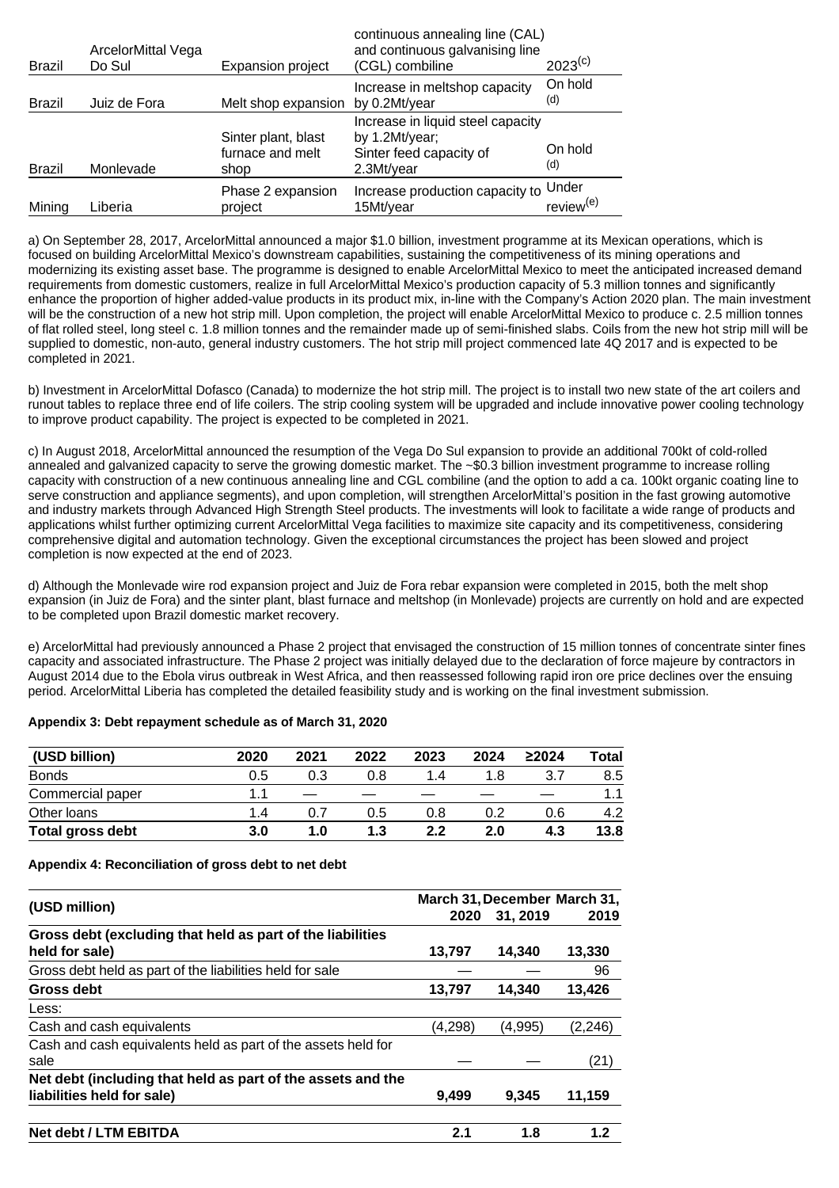| Brazil | ArcelorMittal Vega Do Sul | Expansion project | continuous annealing line (CAL) and continuous galvanising line (CGL) combiline | 2023[(c)] |
|---|---|---|---|---|
| Brazil | Juiz de Fora | Melt shop expansion | Increase in meltshop capacity by 0.2Mt/year | On hold [(d)] |
| Brazil | Monlevade | Sinter plant, blast furnace and melt shop | Increase in liquid steel capacity by 1.2Mt/year; Sinter feed capacity of 2.3Mt/year | On hold [(d)] |
| Mining | Liberia | Phase 2 expansion project | Increase production capacity to 15Mt/year | Under review[(e)] |

a) On September 28, 2017, ArcelorMittal announced a major $1.0 billion, investment programme at its Mexican operations, which is focused on building ArcelorMittal Mexico's downstream capabilities, sustaining the competitiveness of its mining operations and modernizing its existing asset base. The programme is designed to enable ArcelorMittal Mexico to meet the anticipated increased demand requirements from domestic customers, realize in full ArcelorMittal Mexico's production capacity of 5.3 million tonnes and significantly enhance the proportion of higher added-value products in its product mix, in-line with the Company's Action 2020 plan. The main investment will be the construction of a new hot strip mill. Upon completion, the project will enable ArcelorMittal Mexico to produce c. 2.5 million tonnes of flat rolled steel, long steel c. 1.8 million tonnes and the remainder made up of semi-finished slabs. Coils from the new hot strip mill will be supplied to domestic, non-auto, general industry customers. The hot strip mill project commenced late 4Q 2017 and is expected to be completed in 2021.

b) Investment in ArcelorMittal Dofasco (Canada) to modernize the hot strip mill. The project is to install two new state of the art coilers and runout tables to replace three end of life coilers. The strip cooling system will be upgraded and include innovative power cooling technology to improve product capability. The project is expected to be completed in 2021.

c) In August 2018, ArcelorMittal announced the resumption of the Vega Do Sul expansion to provide an additional 700kt of cold-rolled annealed and galvanized capacity to serve the growing domestic market. The ~$0.3 billion investment programme to increase rolling capacity with construction of a new continuous annealing line and CGL combiline (and the option to add a ca. 100kt organic coating line to serve construction and appliance segments), and upon completion, will strengthen ArcelorMittal's position in the fast growing automotive and industry markets through Advanced High Strength Steel products. The investments will look to facilitate a wide range of products and applications whilst further optimizing current ArcelorMittal Vega facilities to maximize site capacity and its competitiveness, considering comprehensive digital and automation technology. Given the exceptional circumstances the project has been slowed and project completion is now expected at the end of 2023.

d) Although the Monlevade wire rod expansion project and Juiz de Fora rebar expansion were completed in 2015, both the melt shop expansion (in Juiz de Fora) and the sinter plant, blast furnace and meltshop (in Monlevade) projects are currently on hold and are expected to be completed upon Brazil domestic market recovery.

e) ArcelorMittal had previously announced a Phase 2 project that envisaged the construction of 15 million tonnes of concentrate sinter fines capacity and associated infrastructure. The Phase 2 project was initially delayed due to the declaration of force majeure by contractors in August 2014 due to the Ebola virus outbreak in West Africa, and then reassessed following rapid iron ore price declines over the ensuing period. ArcelorMittal Liberia has completed the detailed feasibility study and is working on the final investment submission.

**Appendix 3: Debt repayment schedule as of March 31, 2020**

| (USD billion) | 2020 | 2021 | 2022 | 2023 | 2024 | ≥2024 | Total |
|---|---|---|---|---|---|---|---|
| Bonds | 0.5 | 0.3 | 0.8 | 1.4 | 1.8 | 3.7 | 8.5 |
| Commercial paper | 1.1 | — | — | — | — | — | 1.1 |
| Other loans | 1.4 | 0.7 | 0.5 | 0.8 | 0.2 | 0.6 | 4.2 |
| **Total gross debt** | **3.0** | **1.0** | **1.3** | **2.2** | **2.0** | **4.3** | **13.8** |

**Appendix 4: Reconciliation of gross debt to net debt**

| (USD million) | March 31, 2020 | December 31, 2019 | March 31, 2019 |
|---|---|---|---|
| **Gross debt (excluding that held as part of the liabilities held for sale)** | **13,797** | **14,340** | **13,330** |
| Gross debt held as part of the liabilities held for sale | — | — | 96 |
| **Gross debt** | **13,797** | **14,340** | **13,426** |
| Less: | | | |
| Cash and cash equivalents | (4,298) | (4,995) | (2,246) |
| Cash and cash equivalents held as part of the assets held for sale | — | — | (21) |
| **Net debt (including that held as part of the assets and the liabilities held for sale)** | **9,499** | **9,345** | **11,159** |
| **Net debt / LTM EBITDA** | **2.1** | **1.8** | **1.2** |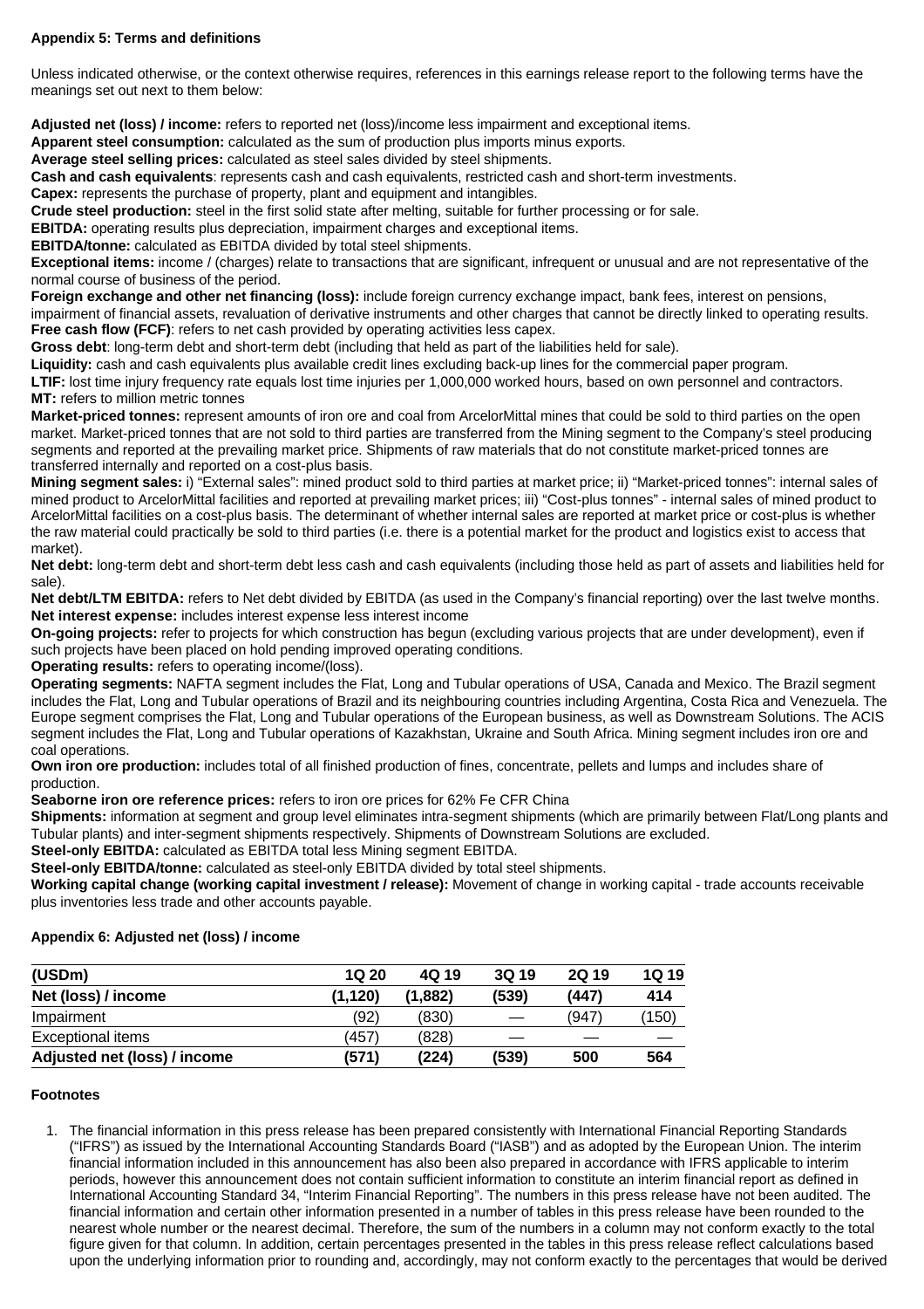### Appendix 5: Terms and definitions

Unless indicated otherwise, or the context otherwise requires, references in this earnings release report to the following terms have the meanings set out next to them below:

**Adjusted net (loss) / income:** refers to reported net (loss)/income less impairment and exceptional items.
**Apparent steel consumption:** calculated as the sum of production plus imports minus exports.
**Average steel selling prices:** calculated as steel sales divided by steel shipments.
**Cash and cash equivalents**: represents cash and cash equivalents, restricted cash and short-term investments.
**Capex:** represents the purchase of property, plant and equipment and intangibles.
**Crude steel production:** steel in the first solid state after melting, suitable for further processing or for sale.
**EBITDA:** operating results plus depreciation, impairment charges and exceptional items.
**EBITDA/tonne:** calculated as EBITDA divided by total steel shipments.
**Exceptional items:** income / (charges) relate to transactions that are significant, infrequent or unusual and are not representative of the normal course of business of the period.
**Foreign exchange and other net financing (loss):** include foreign currency exchange impact, bank fees, interest on pensions, impairment of financial assets, revaluation of derivative instruments and other charges that cannot be directly linked to operating results.
**Free cash flow (FCF)**: refers to net cash provided by operating activities less capex.
**Gross debt**: long-term debt and short-term debt (including that held as part of the liabilities held for sale).
**Liquidity:** cash and cash equivalents plus available credit lines excluding back-up lines for the commercial paper program.
**LTIF:** lost time injury frequency rate equals lost time injuries per 1,000,000 worked hours, based on own personnel and contractors.
**MT:** refers to million metric tonnes
**Market-priced tonnes:** represent amounts of iron ore and coal from ArcelorMittal mines that could be sold to third parties on the open market. Market-priced tonnes that are not sold to third parties are transferred from the Mining segment to the Company's steel producing segments and reported at the prevailing market price. Shipments of raw materials that do not constitute market-priced tonnes are transferred internally and reported on a cost-plus basis.
**Mining segment sales:** i) "External sales": mined product sold to third parties at market price; ii) "Market-priced tonnes": internal sales of mined product to ArcelorMittal facilities and reported at prevailing market prices; iii) "Cost-plus tonnes" - internal sales of mined product to ArcelorMittal facilities on a cost-plus basis. The determinant of whether internal sales are reported at market price or cost-plus is whether the raw material could practically be sold to third parties (i.e. there is a potential market for the product and logistics exist to access that market).
**Net debt:** long-term debt and short-term debt less cash and cash equivalents (including those held as part of assets and liabilities held for sale).
**Net debt/LTM EBITDA:** refers to Net debt divided by EBITDA (as used in the Company's financial reporting) over the last twelve months.
**Net interest expense:** includes interest expense less interest income
**On-going projects:** refer to projects for which construction has begun (excluding various projects that are under development), even if such projects have been placed on hold pending improved operating conditions.
**Operating results:** refers to operating income/(loss).
**Operating segments:** NAFTA segment includes the Flat, Long and Tubular operations of USA, Canada and Mexico. The Brazil segment includes the Flat, Long and Tubular operations of Brazil and its neighbouring countries including Argentina, Costa Rica and Venezuela. The Europe segment comprises the Flat, Long and Tubular operations of the European business, as well as Downstream Solutions. The ACIS segment includes the Flat, Long and Tubular operations of Kazakhstan, Ukraine and South Africa. Mining segment includes iron ore and coal operations.
**Own iron ore production:** includes total of all finished production of fines, concentrate, pellets and lumps and includes share of production.
**Seaborne iron ore reference prices:** refers to iron ore prices for 62% Fe CFR China
**Shipments:** information at segment and group level eliminates intra-segment shipments (which are primarily between Flat/Long plants and Tubular plants) and inter-segment shipments respectively. Shipments of Downstream Solutions are excluded.
**Steel-only EBITDA:** calculated as EBITDA total less Mining segment EBITDA.
**Steel-only EBITDA/tonne:** calculated as steel-only EBITDA divided by total steel shipments.
**Working capital change (working capital investment / release):** Movement of change in working capital - trade accounts receivable plus inventories less trade and other accounts payable.

### Appendix 6: Adjusted net (loss) / income

| (USDm) | 1Q 20 | 4Q 19 | 3Q 19 | 2Q 19 | 1Q 19 |
|---|---|---|---|---|---|
| **Net (loss) / income** | **(1,120)** | **(1,882)** | **(539)** | **(447)** | **414** |
| Impairment | (92) | (830) | — | (947) | (150) |
| Exceptional items | (457) | (828) | — | — | — |
| **Adjusted net (loss) / income** | **(571)** | **(224)** | **(539)** | **500** | **564** |

### Footnotes

1. The financial information in this press release has been prepared consistently with International Financial Reporting Standards ("IFRS") as issued by the International Accounting Standards Board ("IASB") and as adopted by the European Union. The interim financial information included in this announcement has also been also prepared in accordance with IFRS applicable to interim periods, however this announcement does not contain sufficient information to constitute an interim financial report as defined in International Accounting Standard 34, "Interim Financial Reporting". The numbers in this press release have not been audited. The financial information and certain other information presented in a number of tables in this press release have been rounded to the nearest whole number or the nearest decimal. Therefore, the sum of the numbers in a column may not conform exactly to the total figure given for that column. In addition, certain percentages presented in the tables in this press release reflect calculations based upon the underlying information prior to rounding and, accordingly, may not conform exactly to the percentages that would be derived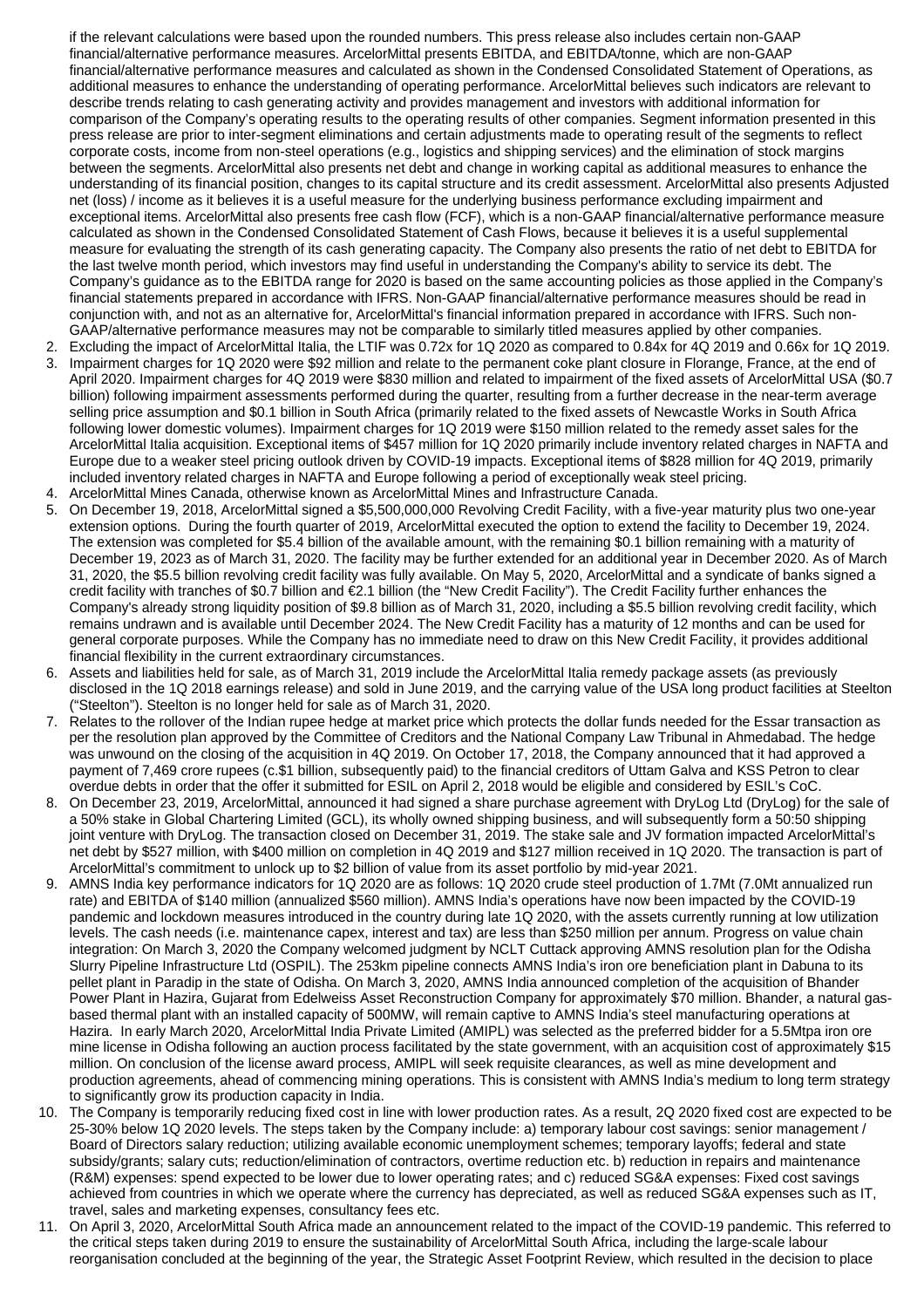if the relevant calculations were based upon the rounded numbers. This press release also includes certain non-GAAP financial/alternative performance measures. ArcelorMittal presents EBITDA, and EBITDA/tonne, which are non-GAAP financial/alternative performance measures and calculated as shown in the Condensed Consolidated Statement of Operations, as additional measures to enhance the understanding of operating performance. ArcelorMittal believes such indicators are relevant to describe trends relating to cash generating activity and provides management and investors with additional information for comparison of the Company's operating results to the operating results of other companies. Segment information presented in this press release are prior to inter-segment eliminations and certain adjustments made to operating result of the segments to reflect corporate costs, income from non-steel operations (e.g., logistics and shipping services) and the elimination of stock margins between the segments. ArcelorMittal also presents net debt and change in working capital as additional measures to enhance the understanding of its financial position, changes to its capital structure and its credit assessment. ArcelorMittal also presents Adjusted net (loss) / income as it believes it is a useful measure for the underlying business performance excluding impairment and exceptional items. ArcelorMittal also presents free cash flow (FCF), which is a non-GAAP financial/alternative performance measure calculated as shown in the Condensed Consolidated Statement of Cash Flows, because it believes it is a useful supplemental measure for evaluating the strength of its cash generating capacity. The Company also presents the ratio of net debt to EBITDA for the last twelve month period, which investors may find useful in understanding the Company's ability to service its debt. The Company's guidance as to the EBITDA range for 2020 is based on the same accounting policies as those applied in the Company's financial statements prepared in accordance with IFRS. Non-GAAP financial/alternative performance measures should be read in conjunction with, and not as an alternative for, ArcelorMittal's financial information prepared in accordance with IFRS. Such non-GAAP/alternative performance measures may not be comparable to similarly titled measures applied by other companies.

2. Excluding the impact of ArcelorMittal Italia, the LTIF was 0.72x for 1Q 2020 as compared to 0.84x for 4Q 2019 and 0.66x for 1Q 2019.
3. Impairment charges for 1Q 2020 were $92 million and relate to the permanent coke plant closure in Florange, France, at the end of April 2020. Impairment charges for 4Q 2019 were $830 million and related to impairment of the fixed assets of ArcelorMittal USA ($0.7 billion) following impairment assessments performed during the quarter, resulting from a further decrease in the near-term average selling price assumption and $0.1 billion in South Africa (primarily related to the fixed assets of Newcastle Works in South Africa following lower domestic volumes). Impairment charges for 1Q 2019 were $150 million related to the remedy asset sales for the ArcelorMittal Italia acquisition. Exceptional items of $457 million for 1Q 2020 primarily include inventory related charges in NAFTA and Europe due to a weaker steel pricing outlook driven by COVID-19 impacts. Exceptional items of $828 million for 4Q 2019, primarily included inventory related charges in NAFTA and Europe following a period of exceptionally weak steel pricing.
4. ArcelorMittal Mines Canada, otherwise known as ArcelorMittal Mines and Infrastructure Canada.
5. On December 19, 2018, ArcelorMittal signed a $5,500,000,000 Revolving Credit Facility, with a five-year maturity plus two one-year extension options. During the fourth quarter of 2019, ArcelorMittal executed the option to extend the facility to December 19, 2024. The extension was completed for $5.4 billion of the available amount, with the remaining $0.1 billion remaining with a maturity of December 19, 2023 as of March 31, 2020. The facility may be further extended for an additional year in December 2020. As of March 31, 2020, the $5.5 billion revolving credit facility was fully available. On May 5, 2020, ArcelorMittal and a syndicate of banks signed a credit facility with tranches of $0.7 billion and €2.1 billion (the "New Credit Facility"). The Credit Facility further enhances the Company's already strong liquidity position of $9.8 billion as of March 31, 2020, including a $5.5 billion revolving credit facility, which remains undrawn and is available until December 2024. The New Credit Facility has a maturity of 12 months and can be used for general corporate purposes. While the Company has no immediate need to draw on this New Credit Facility, it provides additional financial flexibility in the current extraordinary circumstances.
6. Assets and liabilities held for sale, as of March 31, 2019 include the ArcelorMittal Italia remedy package assets (as previously disclosed in the 1Q 2018 earnings release) and sold in June 2019, and the carrying value of the USA long product facilities at Steelton ("Steelton"). Steelton is no longer held for sale as of March 31, 2020.
7. Relates to the rollover of the Indian rupee hedge at market price which protects the dollar funds needed for the Essar transaction as per the resolution plan approved by the Committee of Creditors and the National Company Law Tribunal in Ahmedabad. The hedge was unwound on the closing of the acquisition in 4Q 2019. On October 17, 2018, the Company announced that it had approved a payment of 7,469 crore rupees (c.$1 billion, subsequently paid) to the financial creditors of Uttam Galva and KSS Petron to clear overdue debts in order that the offer it submitted for ESIL on April 2, 2018 would be eligible and considered by ESIL's CoC.
8. On December 23, 2019, ArcelorMittal, announced it had signed a share purchase agreement with DryLog Ltd (DryLog) for the sale of a 50% stake in Global Chartering Limited (GCL), its wholly owned shipping business, and will subsequently form a 50:50 shipping joint venture with DryLog. The transaction closed on December 31, 2019. The stake sale and JV formation impacted ArcelorMittal's net debt by $527 million, with $400 million on completion in 4Q 2019 and $127 million received in 1Q 2020. The transaction is part of ArcelorMittal's commitment to unlock up to $2 billion of value from its asset portfolio by mid-year 2021.
9. AMNS India key performance indicators for 1Q 2020 are as follows: 1Q 2020 crude steel production of 1.7Mt (7.0Mt annualized run rate) and EBITDA of $140 million (annualized $560 million). AMNS India's operations have now been impacted by the COVID-19 pandemic and lockdown measures introduced in the country during late 1Q 2020, with the assets currently running at low utilization levels. The cash needs (i.e. maintenance capex, interest and tax) are less than $250 million per annum. Progress on value chain integration: On March 3, 2020 the Company welcomed judgment by NCLT Cuttack approving AMNS resolution plan for the Odisha Slurry Pipeline Infrastructure Ltd (OSPIL). The 253km pipeline connects AMNS India's iron ore beneficiation plant in Dabuna to its pellet plant in Paradip in the state of Odisha. On March 3, 2020, AMNS India announced completion of the acquisition of Bhander Power Plant in Hazira, Gujarat from Edelweiss Asset Reconstruction Company for approximately $70 million. Bhander, a natural gas-based thermal plant with an installed capacity of 500MW, will remain captive to AMNS India's steel manufacturing operations at Hazira. In early March 2020, ArcelorMittal India Private Limited (AMIPL) was selected as the preferred bidder for a 5.5Mtpa iron ore mine license in Odisha following an auction process facilitated by the state government, with an acquisition cost of approximately $15 million. On conclusion of the license award process, AMIPL will seek requisite clearances, as well as mine development and production agreements, ahead of commencing mining operations. This is consistent with AMNS India's medium to long term strategy to significantly grow its production capacity in India.
10. The Company is temporarily reducing fixed cost in line with lower production rates. As a result, 2Q 2020 fixed cost are expected to be 25-30% below 1Q 2020 levels. The steps taken by the Company include: a) temporary labour cost savings: senior management / Board of Directors salary reduction; utilizing available economic unemployment schemes; temporary layoffs; federal and state subsidy/grants; salary cuts; reduction/elimination of contractors, overtime reduction etc. b) reduction in repairs and maintenance (R&M) expenses: spend expected to be lower due to lower operating rates; and c) reduced SG&A expenses: Fixed cost savings achieved from countries in which we operate where the currency has depreciated, as well as reduced SG&A expenses such as IT, travel, sales and marketing expenses, consultancy fees etc.
11. On April 3, 2020, ArcelorMittal South Africa made an announcement related to the impact of the COVID-19 pandemic. This referred to the critical steps taken during 2019 to ensure the sustainability of ArcelorMittal South Africa, including the large-scale labour reorganisation concluded at the beginning of the year, the Strategic Asset Footprint Review, which resulted in the decision to place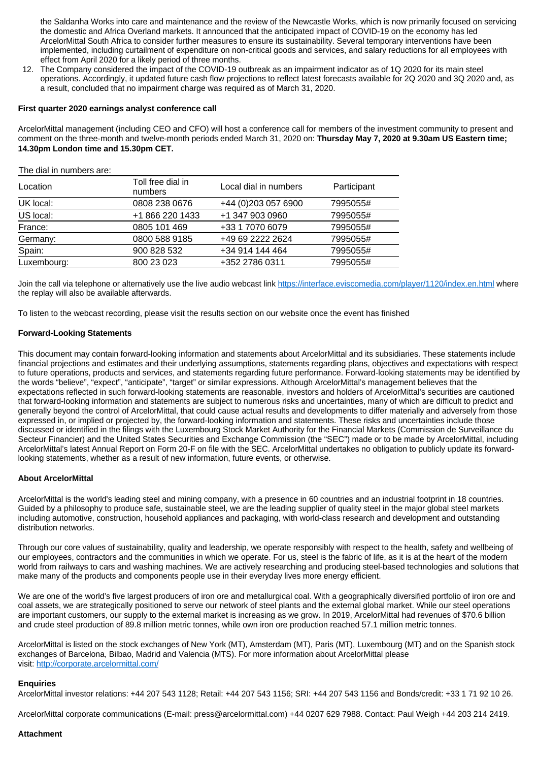the Saldanha Works into care and maintenance and the review of the Newcastle Works, which is now primarily focused on servicing the domestic and Africa Overland markets. It announced that the anticipated impact of COVID-19 on the economy has led ArcelorMittal South Africa to consider further measures to ensure its sustainability. Several temporary interventions have been implemented, including curtailment of expenditure on non-critical goods and services, and salary reductions for all employees with effect from April 2020 for a likely period of three months.

12. The Company considered the impact of the COVID-19 outbreak as an impairment indicator as of 1Q 2020 for its main steel operations. Accordingly, it updated future cash flow projections to reflect latest forecasts available for 2Q 2020 and 3Q 2020 and, as a result, concluded that no impairment charge was required as of March 31, 2020.

**First quarter 2020 earnings analyst conference call**

ArcelorMittal management (including CEO and CFO) will host a conference call for members of the investment community to present and comment on the three-month and twelve-month periods ended March 31, 2020 on: **Thursday May 7, 2020 at 9.30am US Eastern time; 14.30pm London time and 15.30pm CET.**

The dial in numbers are:

| Location | Toll free dial in numbers | Local dial in numbers | Participant |
|---|---|---|---|
| UK local: | 0808 238 0676 | +44 (0)203 057 6900 | 7995055# |
| US local: | +1 866 220 1433 | +1 347 903 0960 | 7995055# |
| France: | 0805 101 469 | +33 1 7070 6079 | 7995055# |
| Germany: | 0800 588 9185 | +49 69 2222 2624 | 7995055# |
| Spain: | 900 828 532 | +34 914 144 464 | 7995055# |
| Luxembourg: | 800 23 023 | +352 2786 0311 | 7995055# |

Join the call via telephone or alternatively use the live audio webcast link https://interface.eviscomedia.com/player/1120/index.en.html where the replay will also be available afterwards.

To listen to the webcast recording, please visit the results section on our website once the event has finished

**Forward-Looking Statements**

This document may contain forward-looking information and statements about ArcelorMittal and its subsidiaries. These statements include financial projections and estimates and their underlying assumptions, statements regarding plans, objectives and expectations with respect to future operations, products and services, and statements regarding future performance. Forward-looking statements may be identified by the words "believe", "expect", "anticipate", "target" or similar expressions. Although ArcelorMittal's management believes that the expectations reflected in such forward-looking statements are reasonable, investors and holders of ArcelorMittal's securities are cautioned that forward-looking information and statements are subject to numerous risks and uncertainties, many of which are difficult to predict and generally beyond the control of ArcelorMittal, that could cause actual results and developments to differ materially and adversely from those expressed in, or implied or projected by, the forward-looking information and statements. These risks and uncertainties include those discussed or identified in the filings with the Luxembourg Stock Market Authority for the Financial Markets (Commission de Surveillance du Secteur Financier) and the United States Securities and Exchange Commission (the "SEC") made or to be made by ArcelorMittal, including ArcelorMittal's latest Annual Report on Form 20-F on file with the SEC. ArcelorMittal undertakes no obligation to publicly update its forward-looking statements, whether as a result of new information, future events, or otherwise.

**About ArcelorMittal**

ArcelorMittal is the world's leading steel and mining company, with a presence in 60 countries and an industrial footprint in 18 countries. Guided by a philosophy to produce safe, sustainable steel, we are the leading supplier of quality steel in the major global steel markets including automotive, construction, household appliances and packaging, with world-class research and development and outstanding distribution networks.

Through our core values of sustainability, quality and leadership, we operate responsibly with respect to the health, safety and wellbeing of our employees, contractors and the communities in which we operate. For us, steel is the fabric of life, as it is at the heart of the modern world from railways to cars and washing machines. We are actively researching and producing steel-based technologies and solutions that make many of the products and components people use in their everyday lives more energy efficient.

We are one of the world's five largest producers of iron ore and metallurgical coal. With a geographically diversified portfolio of iron ore and coal assets, we are strategically positioned to serve our network of steel plants and the external global market. While our steel operations are important customers, our supply to the external market is increasing as we grow. In 2019, ArcelorMittal had revenues of $70.6 billion and crude steel production of 89.8 million metric tonnes, while own iron ore production reached 57.1 million metric tonnes.

ArcelorMittal is listed on the stock exchanges of New York (MT), Amsterdam (MT), Paris (MT), Luxembourg (MT) and on the Spanish stock exchanges of Barcelona, Bilbao, Madrid and Valencia (MTS). For more information about ArcelorMittal please visit: http://corporate.arcelormittal.com/

**Enquiries**

ArcelorMittal investor relations: +44 207 543 1128; Retail: +44 207 543 1156; SRI: +44 207 543 1156 and Bonds/credit: +33 1 71 92 10 26.

ArcelorMittal corporate communications (E-mail: press@arcelormittal.com) +44 0207 629 7988. Contact: Paul Weigh +44 203 214 2419.

**Attachment**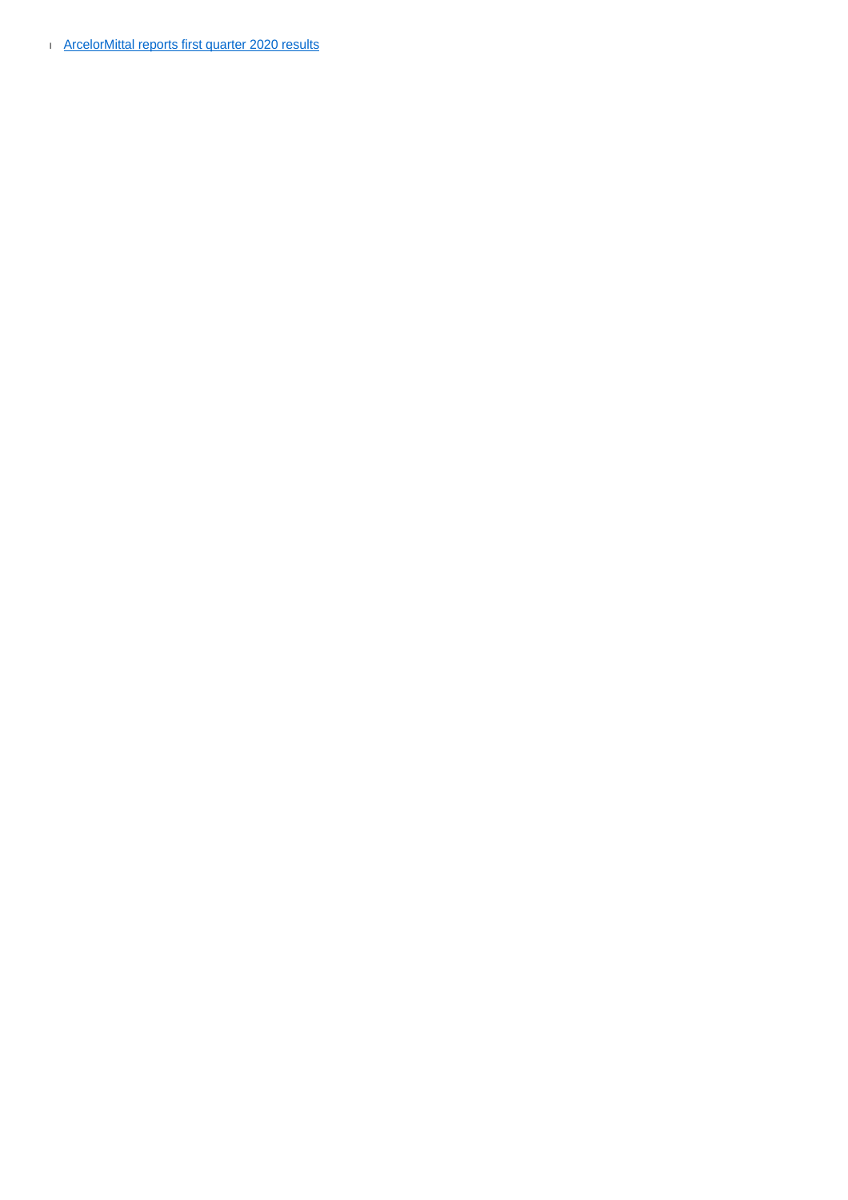- [ArcelorMittal reports first quarter 2020 results]()